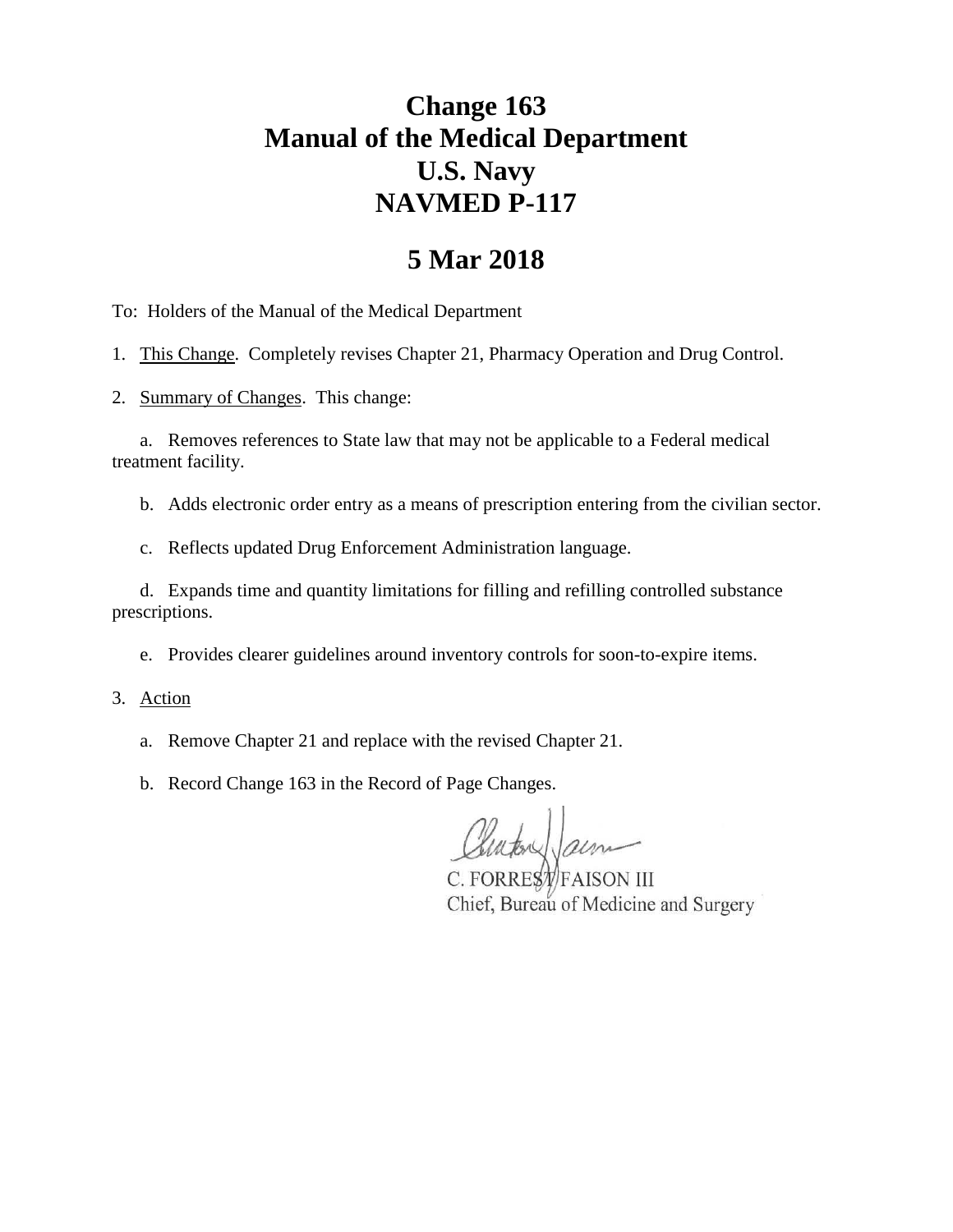# Change 163
# Manual of the Medical Department
# U.S. Navy
# NAVMED P-117

## 5 Mar 2018

To: Holders of the Manual of the Medical Department

1. This Change. Completely revises Chapter 21, Pharmacy Operation and Drug Control.

2. Summary of Changes. This change:

   a. Removes references to State law that may not be applicable to a Federal medical treatment facility.

   b. Adds electronic order entry as a means of prescription entering from the civilian sector.

   c. Reflects updated Drug Enforcement Administration language.

   d. Expands time and quantity limitations for filling and refilling controlled substance prescriptions.

   e. Provides clearer guidelines around inventory controls for soon-to-expire items.

3. Action

   a. Remove Chapter 21 and replace with the revised Chapter 21.

   b. Record Change 163 in the Record of Page Changes.

C. FORREST FAISON III
Chief, Bureau of Medicine and Surgery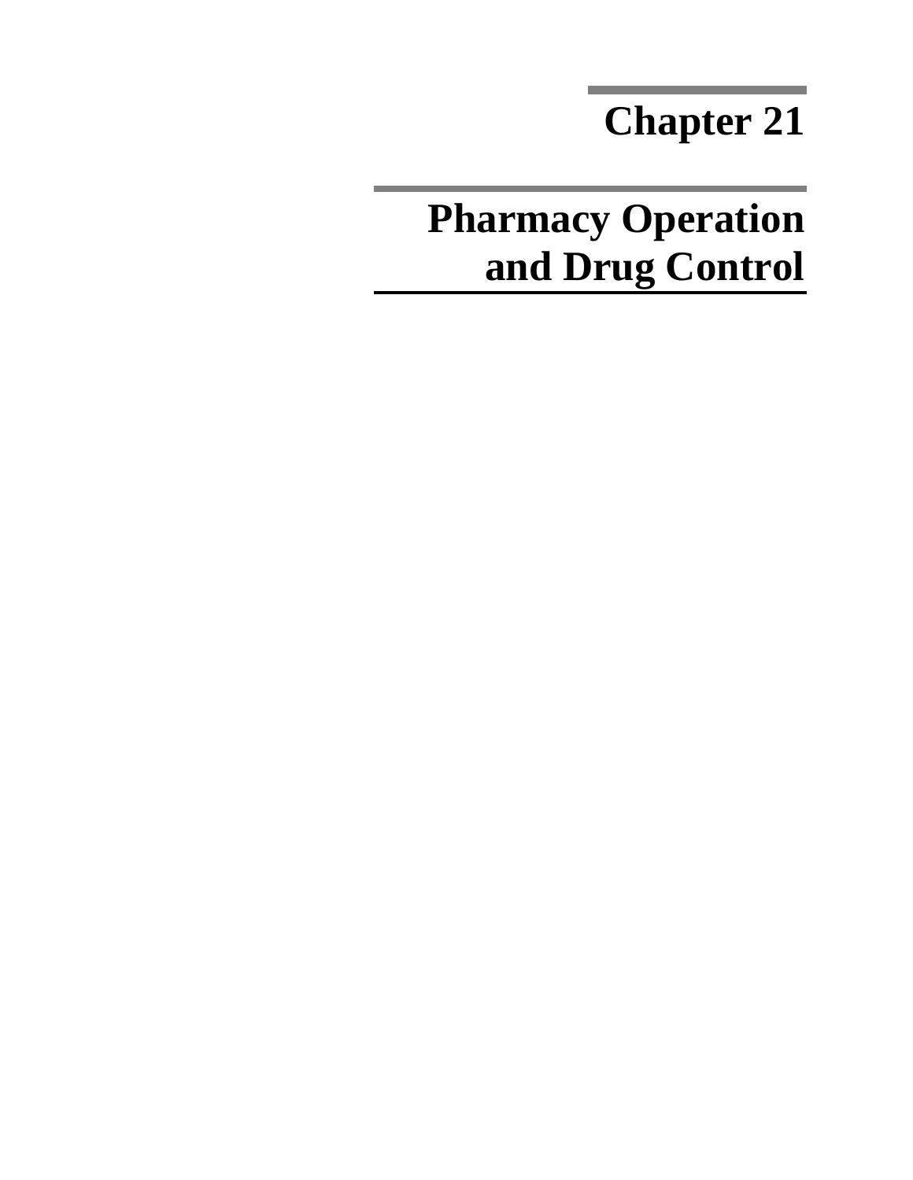# Chapter 21

# Pharmacy Operation and Drug Control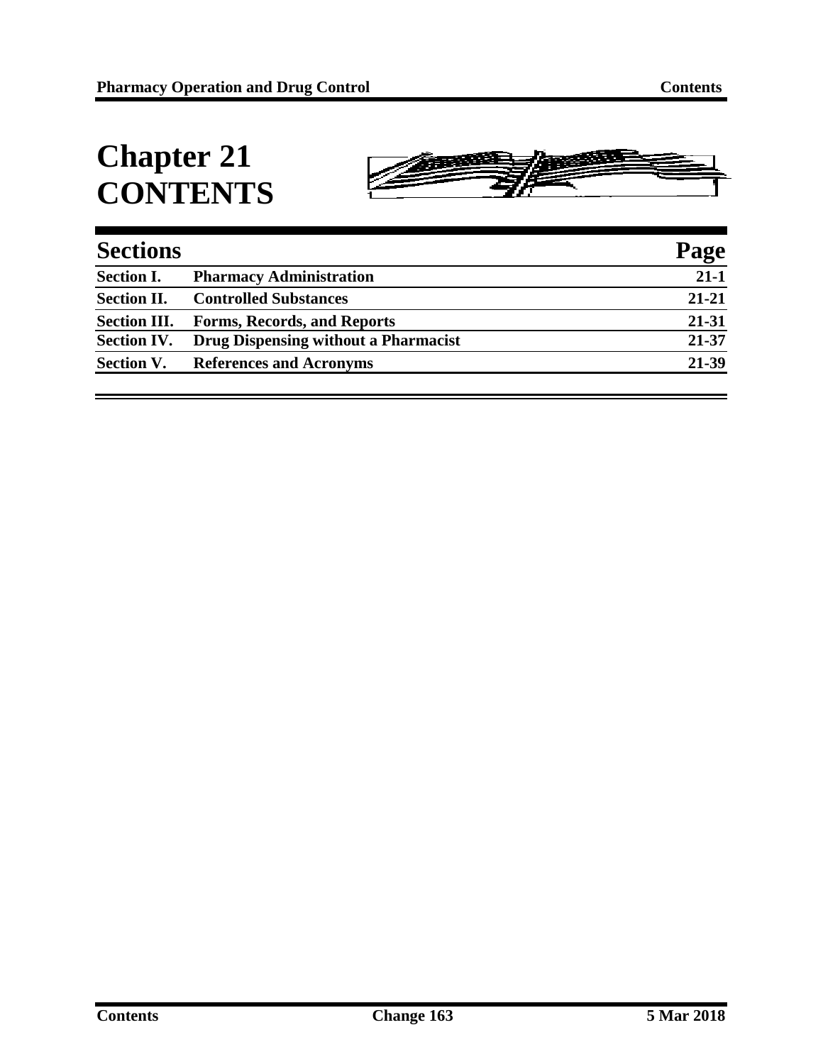# Chapter 21 CONTENTS

| Sections | | Page |
|---|---|---|
| **Section I.** | **Pharmacy Administration** | **21-1** |
| **Section II.** | **Controlled Substances** | **21-21** |
| **Section III.** | **Forms, Records, and Reports** | **21-31** |
| **Section IV.** | **Drug Dispensing without a Pharmacist** | **21-37** |
| **Section V.** | **References and Acronyms** | **21-39** |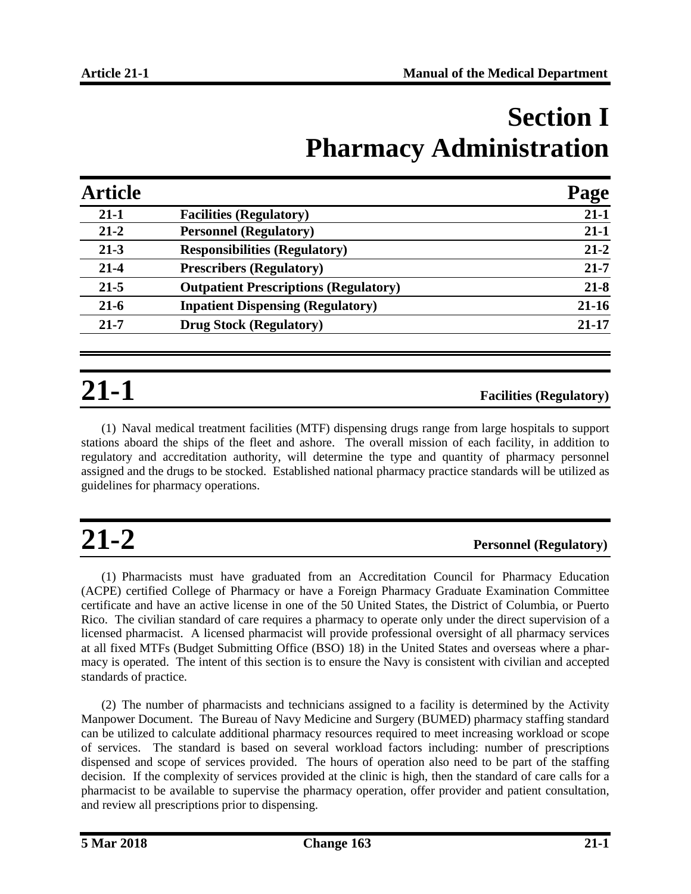# Section I
# Pharmacy Administration

| Article | | Page |
|---|---|---|
| 21-1 | Facilities (Regulatory) | 21-1 |
| 21-2 | Personnel (Regulatory) | 21-1 |
| 21-3 | Responsibilities (Regulatory) | 21-2 |
| 21-4 | Prescribers (Regulatory) | 21-7 |
| 21-5 | Outpatient Prescriptions (Regulatory) | 21-8 |
| 21-6 | Inpatient Dispensing (Regulatory) | 21-16 |
| 21-7 | Drug Stock (Regulatory) | 21-17 |

## 21-1 Facilities (Regulatory)

(1) Naval medical treatment facilities (MTF) dispensing drugs range from large hospitals to support stations aboard the ships of the fleet and ashore. The overall mission of each facility, in addition to regulatory and accreditation authority, will determine the type and quantity of pharmacy personnel assigned and the drugs to be stocked. Established national pharmacy practice standards will be utilized as guidelines for pharmacy operations.

## 21-2 Personnel (Regulatory)

(1) Pharmacists must have graduated from an Accreditation Council for Pharmacy Education (ACPE) certified College of Pharmacy or have a Foreign Pharmacy Graduate Examination Committee certificate and have an active license in one of the 50 United States, the District of Columbia, or Puerto Rico. The civilian standard of care requires a pharmacy to operate only under the direct supervision of a licensed pharmacist. A licensed pharmacist will provide professional oversight of all pharmacy services at all fixed MTFs (Budget Submitting Office (BSO) 18) in the United States and overseas where a pharmacy is operated. The intent of this section is to ensure the Navy is consistent with civilian and accepted standards of practice.

(2) The number of pharmacists and technicians assigned to a facility is determined by the Activity Manpower Document. The Bureau of Navy Medicine and Surgery (BUMED) pharmacy staffing standard can be utilized to calculate additional pharmacy resources required to meet increasing workload or scope of services. The standard is based on several workload factors including: number of prescriptions dispensed and scope of services provided. The hours of operation also need to be part of the staffing decision. If the complexity of services provided at the clinic is high, then the standard of care calls for a pharmacist to be available to supervise the pharmacy operation, offer provider and patient consultation, and review all prescriptions prior to dispensing.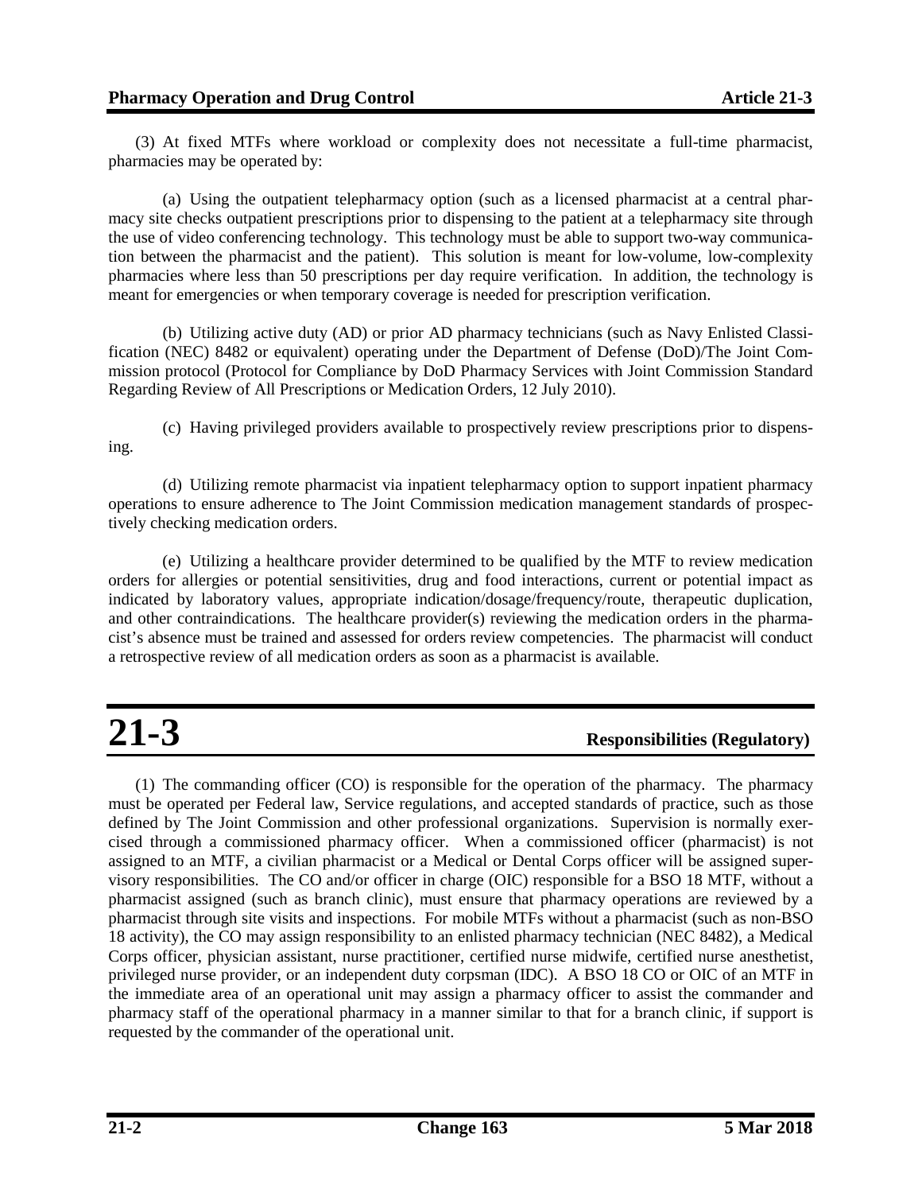(3) At fixed MTFs where workload or complexity does not necessitate a full-time pharmacist, pharmacies may be operated by:

(a) Using the outpatient telepharmacy option (such as a licensed pharmacist at a central pharmacy site checks outpatient prescriptions prior to dispensing to the patient at a telepharmacy site through the use of video conferencing technology. This technology must be able to support two-way communication between the pharmacist and the patient). This solution is meant for low-volume, low-complexity pharmacies where less than 50 prescriptions per day require verification. In addition, the technology is meant for emergencies or when temporary coverage is needed for prescription verification.

(b) Utilizing active duty (AD) or prior AD pharmacy technicians (such as Navy Enlisted Classification (NEC) 8482 or equivalent) operating under the Department of Defense (DoD)/The Joint Commission protocol (Protocol for Compliance by DoD Pharmacy Services with Joint Commission Standard Regarding Review of All Prescriptions or Medication Orders, 12 July 2010).

(c) Having privileged providers available to prospectively review prescriptions prior to dispensing.

(d) Utilizing remote pharmacist via inpatient telepharmacy option to support inpatient pharmacy operations to ensure adherence to The Joint Commission medication management standards of prospectively checking medication orders.

(e) Utilizing a healthcare provider determined to be qualified by the MTF to review medication orders for allergies or potential sensitivities, drug and food interactions, current or potential impact as indicated by laboratory values, appropriate indication/dosage/frequency/route, therapeutic duplication, and other contraindications. The healthcare provider(s) reviewing the medication orders in the pharmacist's absence must be trained and assessed for orders review competencies. The pharmacist will conduct a retrospective review of all medication orders as soon as a pharmacist is available.

# 21-3 Responsibilities (Regulatory)

(1) The commanding officer (CO) is responsible for the operation of the pharmacy. The pharmacy must be operated per Federal law, Service regulations, and accepted standards of practice, such as those defined by The Joint Commission and other professional organizations. Supervision is normally exercised through a commissioned pharmacy officer. When a commissioned officer (pharmacist) is not assigned to an MTF, a civilian pharmacist or a Medical or Dental Corps officer will be assigned supervisory responsibilities. The CO and/or officer in charge (OIC) responsible for a BSO 18 MTF, without a pharmacist assigned (such as branch clinic), must ensure that pharmacy operations are reviewed by a pharmacist through site visits and inspections. For mobile MTFs without a pharmacist (such as non-BSO 18 activity), the CO may assign responsibility to an enlisted pharmacy technician (NEC 8482), a Medical Corps officer, physician assistant, nurse practitioner, certified nurse midwife, certified nurse anesthetist, privileged nurse provider, or an independent duty corpsman (IDC). A BSO 18 CO or OIC of an MTF in the immediate area of an operational unit may assign a pharmacy officer to assist the commander and pharmacy staff of the operational pharmacy in a manner similar to that for a branch clinic, if support is requested by the commander of the operational unit.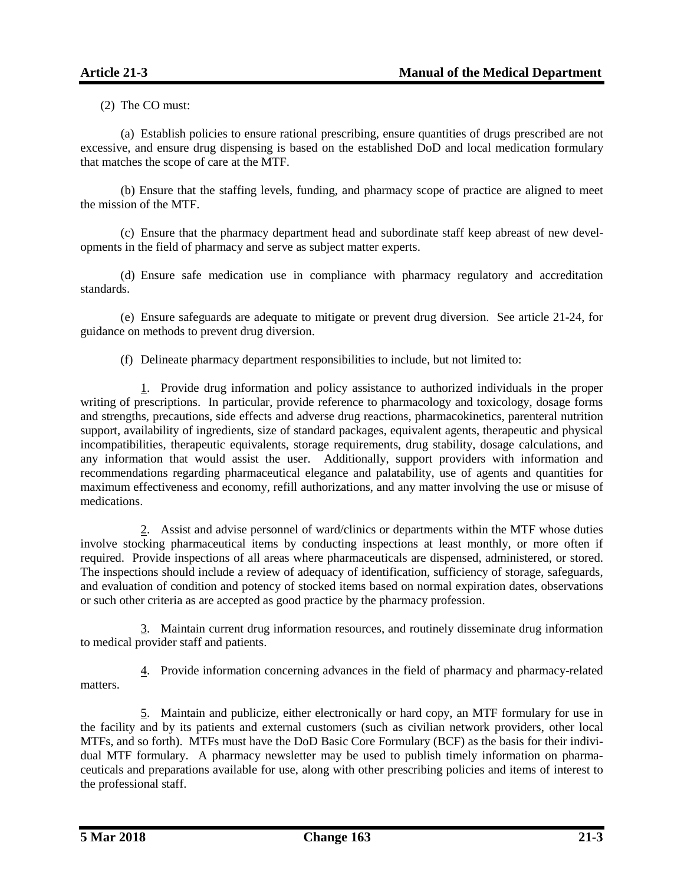(2) The CO must:

(a) Establish policies to ensure rational prescribing, ensure quantities of drugs prescribed are not excessive, and ensure drug dispensing is based on the established DoD and local medication formulary that matches the scope of care at the MTF.

(b) Ensure that the staffing levels, funding, and pharmacy scope of practice are aligned to meet the mission of the MTF.

(c) Ensure that the pharmacy department head and subordinate staff keep abreast of new developments in the field of pharmacy and serve as subject matter experts.

(d) Ensure safe medication use in compliance with pharmacy regulatory and accreditation standards.

(e) Ensure safeguards are adequate to mitigate or prevent drug diversion. See article 21-24, for guidance on methods to prevent drug diversion.

(f) Delineate pharmacy department responsibilities to include, but not limited to:

1. Provide drug information and policy assistance to authorized individuals in the proper writing of prescriptions. In particular, provide reference to pharmacology and toxicology, dosage forms and strengths, precautions, side effects and adverse drug reactions, pharmacokinetics, parenteral nutrition support, availability of ingredients, size of standard packages, equivalent agents, therapeutic and physical incompatibilities, therapeutic equivalents, storage requirements, drug stability, dosage calculations, and any information that would assist the user. Additionally, support providers with information and recommendations regarding pharmaceutical elegance and palatability, use of agents and quantities for maximum effectiveness and economy, refill authorizations, and any matter involving the use or misuse of medications.

2. Assist and advise personnel of ward/clinics or departments within the MTF whose duties involve stocking pharmaceutical items by conducting inspections at least monthly, or more often if required. Provide inspections of all areas where pharmaceuticals are dispensed, administered, or stored. The inspections should include a review of adequacy of identification, sufficiency of storage, safeguards, and evaluation of condition and potency of stocked items based on normal expiration dates, observations or such other criteria as are accepted as good practice by the pharmacy profession.

3. Maintain current drug information resources, and routinely disseminate drug information to medical provider staff and patients.

4. Provide information concerning advances in the field of pharmacy and pharmacy-related matters.

5. Maintain and publicize, either electronically or hard copy, an MTF formulary for use in the facility and by its patients and external customers (such as civilian network providers, other local MTFs, and so forth). MTFs must have the DoD Basic Core Formulary (BCF) as the basis for their individual MTF formulary. A pharmacy newsletter may be used to publish timely information on pharmaceuticals and preparations available for use, along with other prescribing policies and items of interest to the professional staff.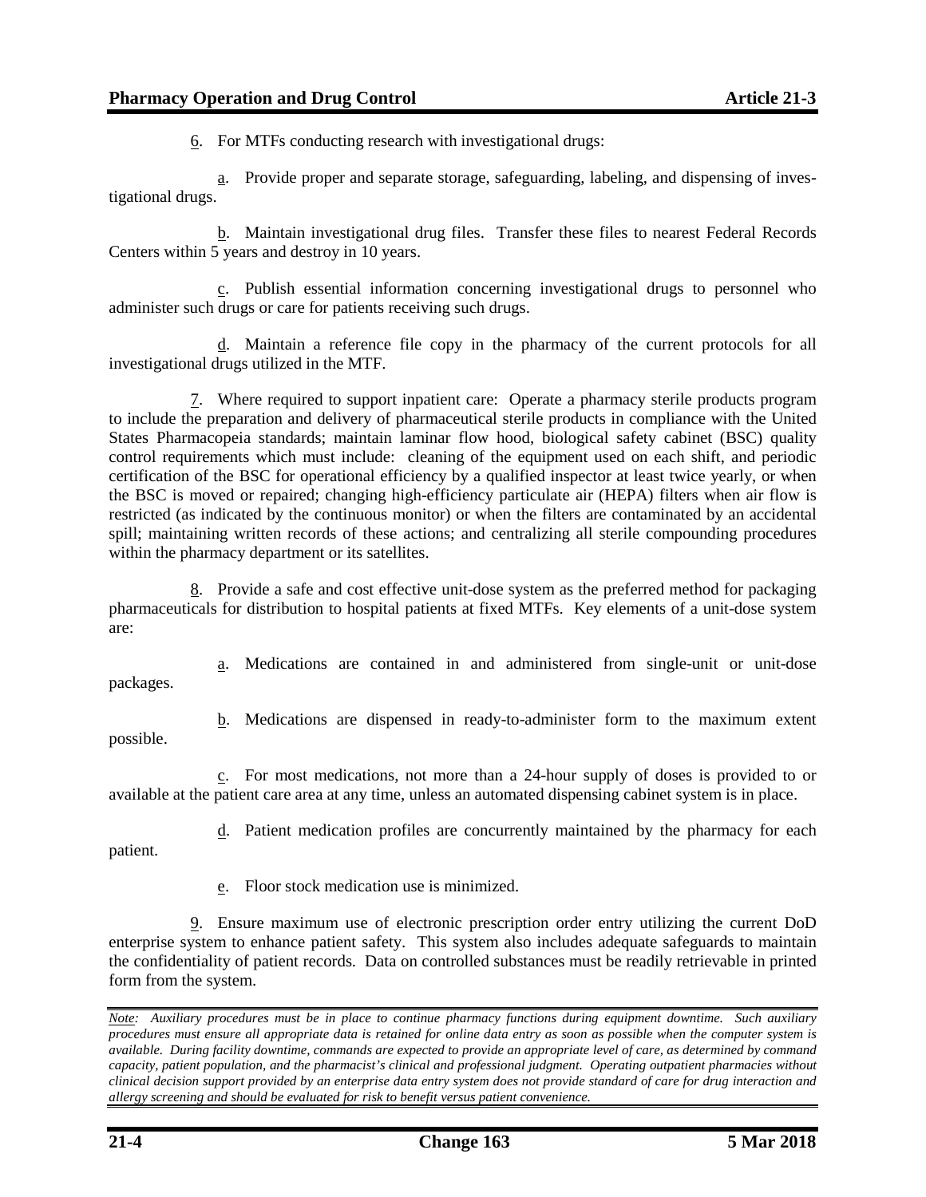6. For MTFs conducting research with investigational drugs:

a. Provide proper and separate storage, safeguarding, labeling, and dispensing of investigational drugs.

b. Maintain investigational drug files. Transfer these files to nearest Federal Records Centers within 5 years and destroy in 10 years.

c. Publish essential information concerning investigational drugs to personnel who administer such drugs or care for patients receiving such drugs.

d. Maintain a reference file copy in the pharmacy of the current protocols for all investigational drugs utilized in the MTF.

7. Where required to support inpatient care: Operate a pharmacy sterile products program to include the preparation and delivery of pharmaceutical sterile products in compliance with the United States Pharmacopeia standards; maintain laminar flow hood, biological safety cabinet (BSC) quality control requirements which must include: cleaning of the equipment used on each shift, and periodic certification of the BSC for operational efficiency by a qualified inspector at least twice yearly, or when the BSC is moved or repaired; changing high-efficiency particulate air (HEPA) filters when air flow is restricted (as indicated by the continuous monitor) or when the filters are contaminated by an accidental spill; maintaining written records of these actions; and centralizing all sterile compounding procedures within the pharmacy department or its satellites.

8. Provide a safe and cost effective unit-dose system as the preferred method for packaging pharmaceuticals for distribution to hospital patients at fixed MTFs. Key elements of a unit-dose system are:

a. Medications are contained in and administered from single-unit or unit-dose packages.

b. Medications are dispensed in ready-to-administer form to the maximum extent possible.

c. For most medications, not more than a 24-hour supply of doses is provided to or available at the patient care area at any time, unless an automated dispensing cabinet system is in place.

d. Patient medication profiles are concurrently maintained by the pharmacy for each patient.

e. Floor stock medication use is minimized.

9. Ensure maximum use of electronic prescription order entry utilizing the current DoD enterprise system to enhance patient safety. This system also includes adequate safeguards to maintain the confidentiality of patient records. Data on controlled substances must be readily retrievable in printed form from the system.

*Note: Auxiliary procedures must be in place to continue pharmacy functions during equipment downtime. Such auxiliary procedures must ensure all appropriate data is retained for online data entry as soon as possible when the computer system is available. During facility downtime, commands are expected to provide an appropriate level of care, as determined by command capacity, patient population, and the pharmacist's clinical and professional judgment. Operating outpatient pharmacies without clinical decision support provided by an enterprise data entry system does not provide standard of care for drug interaction and allergy screening and should be evaluated for risk to benefit versus patient convenience.*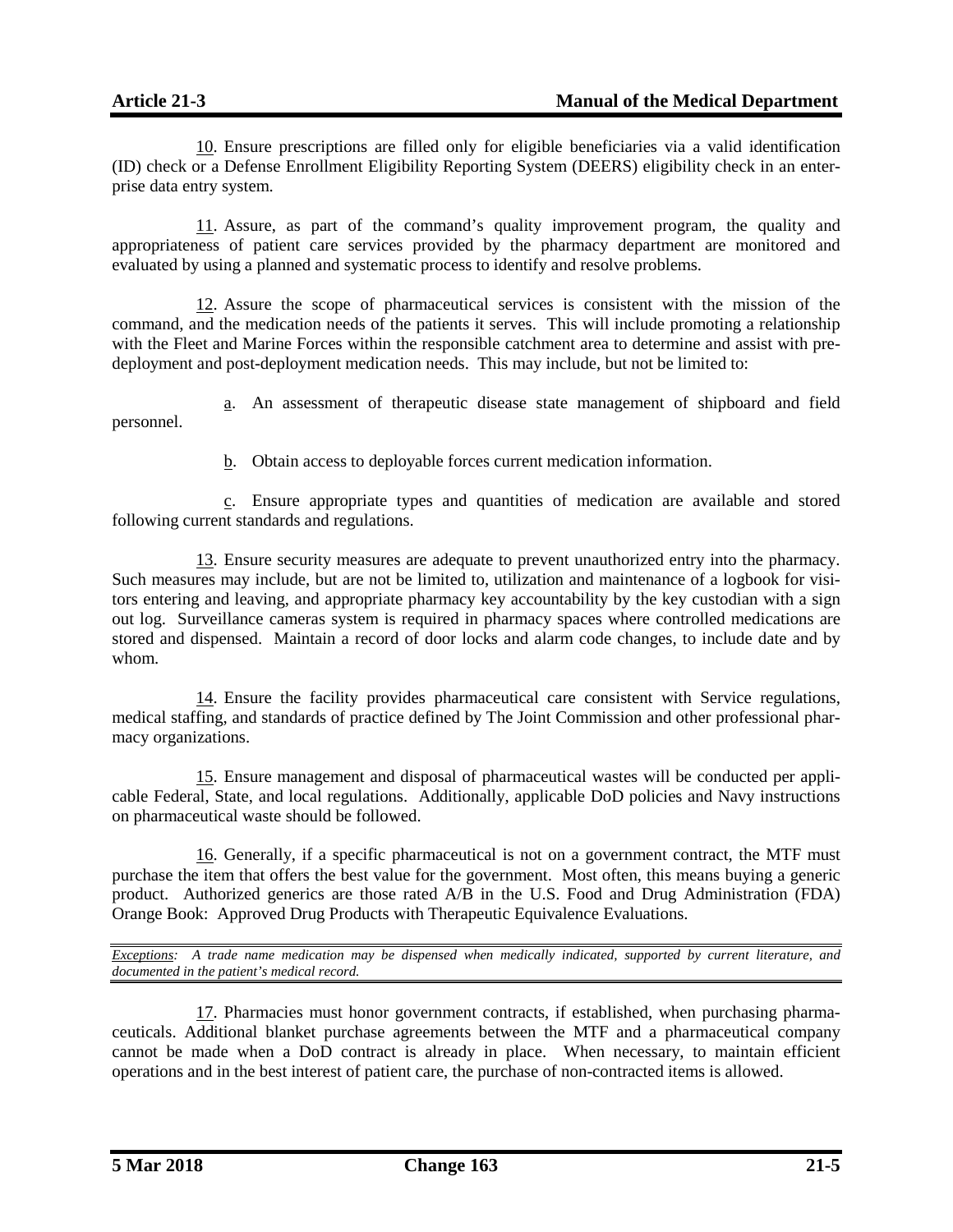10. Ensure prescriptions are filled only for eligible beneficiaries via a valid identification (ID) check or a Defense Enrollment Eligibility Reporting System (DEERS) eligibility check in an enterprise data entry system.

11. Assure, as part of the command's quality improvement program, the quality and appropriateness of patient care services provided by the pharmacy department are monitored and evaluated by using a planned and systematic process to identify and resolve problems.

12. Assure the scope of pharmaceutical services is consistent with the mission of the command, and the medication needs of the patients it serves. This will include promoting a relationship with the Fleet and Marine Forces within the responsible catchment area to determine and assist with pre-deployment and post-deployment medication needs. This may include, but not be limited to:

a. An assessment of therapeutic disease state management of shipboard and field personnel.

b. Obtain access to deployable forces current medication information.

c. Ensure appropriate types and quantities of medication are available and stored following current standards and regulations.

13. Ensure security measures are adequate to prevent unauthorized entry into the pharmacy. Such measures may include, but are not be limited to, utilization and maintenance of a logbook for visitors entering and leaving, and appropriate pharmacy key accountability by the key custodian with a sign out log. Surveillance cameras system is required in pharmacy spaces where controlled medications are stored and dispensed. Maintain a record of door locks and alarm code changes, to include date and by whom.

14. Ensure the facility provides pharmaceutical care consistent with Service regulations, medical staffing, and standards of practice defined by The Joint Commission and other professional pharmacy organizations.

15. Ensure management and disposal of pharmaceutical wastes will be conducted per applicable Federal, State, and local regulations. Additionally, applicable DoD policies and Navy instructions on pharmaceutical waste should be followed.

16. Generally, if a specific pharmaceutical is not on a government contract, the MTF must purchase the item that offers the best value for the government. Most often, this means buying a generic product. Authorized generics are those rated A/B in the U.S. Food and Drug Administration (FDA) Orange Book: Approved Drug Products with Therapeutic Equivalence Evaluations.

*Exceptions: A trade name medication may be dispensed when medically indicated, supported by current literature, and documented in the patient's medical record.*

17. Pharmacies must honor government contracts, if established, when purchasing pharmaceuticals. Additional blanket purchase agreements between the MTF and a pharmaceutical company cannot be made when a DoD contract is already in place. When necessary, to maintain efficient operations and in the best interest of patient care, the purchase of non-contracted items is allowed.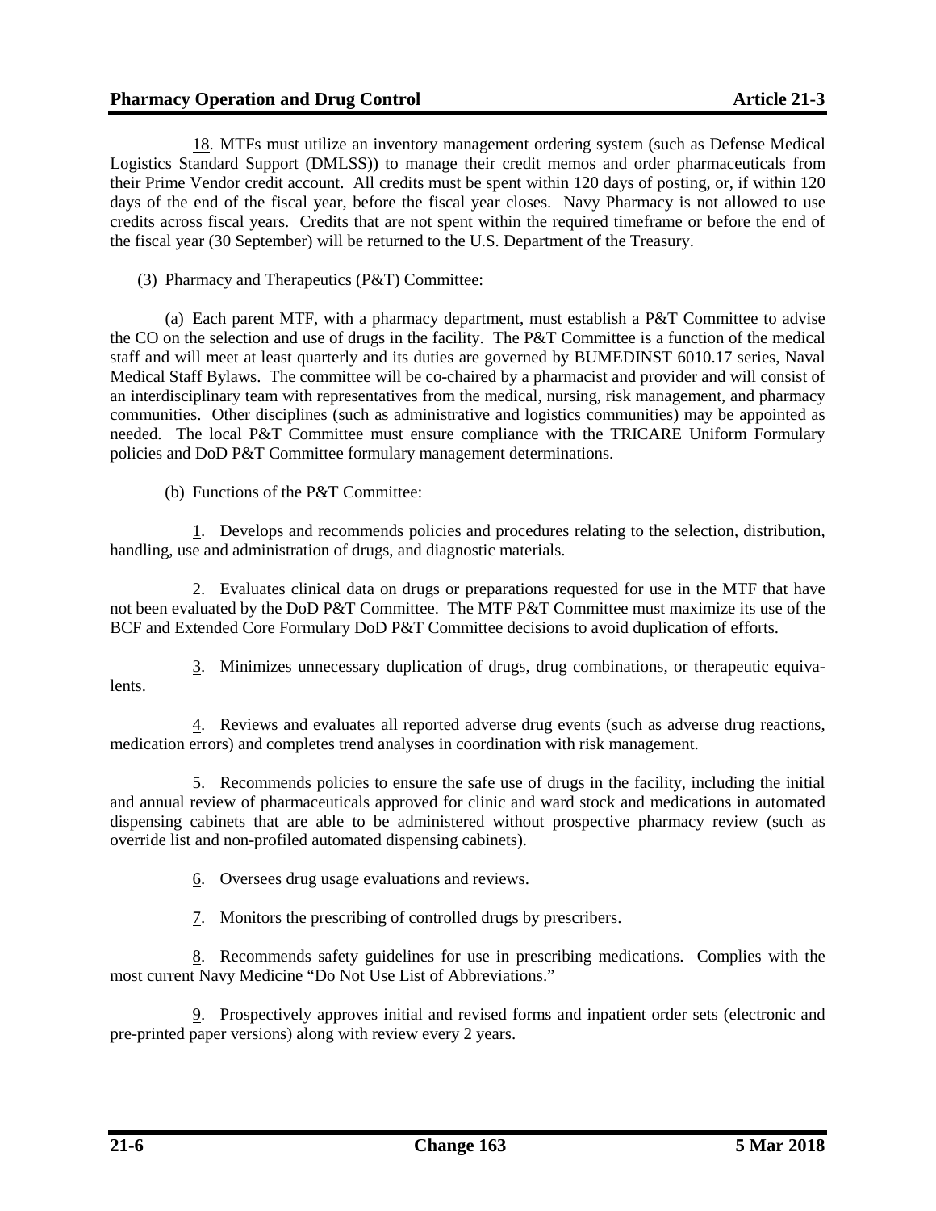18. MTFs must utilize an inventory management ordering system (such as Defense Medical Logistics Standard Support (DMLSS)) to manage their credit memos and order pharmaceuticals from their Prime Vendor credit account. All credits must be spent within 120 days of posting, or, if within 120 days of the end of the fiscal year, before the fiscal year closes. Navy Pharmacy is not allowed to use credits across fiscal years. Credits that are not spent within the required timeframe or before the end of the fiscal year (30 September) will be returned to the U.S. Department of the Treasury.

(3) Pharmacy and Therapeutics (P&T) Committee:

(a) Each parent MTF, with a pharmacy department, must establish a P&T Committee to advise the CO on the selection and use of drugs in the facility. The P&T Committee is a function of the medical staff and will meet at least quarterly and its duties are governed by BUMEDINST 6010.17 series, Naval Medical Staff Bylaws. The committee will be co-chaired by a pharmacist and provider and will consist of an interdisciplinary team with representatives from the medical, nursing, risk management, and pharmacy communities. Other disciplines (such as administrative and logistics communities) may be appointed as needed. The local P&T Committee must ensure compliance with the TRICARE Uniform Formulary policies and DoD P&T Committee formulary management determinations.

(b) Functions of the P&T Committee:

1. Develops and recommends policies and procedures relating to the selection, distribution, handling, use and administration of drugs, and diagnostic materials.

2. Evaluates clinical data on drugs or preparations requested for use in the MTF that have not been evaluated by the DoD P&T Committee. The MTF P&T Committee must maximize its use of the BCF and Extended Core Formulary DoD P&T Committee decisions to avoid duplication of efforts.

3. Minimizes unnecessary duplication of drugs, drug combinations, or therapeutic equivalents.

4. Reviews and evaluates all reported adverse drug events (such as adverse drug reactions, medication errors) and completes trend analyses in coordination with risk management.

5. Recommends policies to ensure the safe use of drugs in the facility, including the initial and annual review of pharmaceuticals approved for clinic and ward stock and medications in automated dispensing cabinets that are able to be administered without prospective pharmacy review (such as override list and non-profiled automated dispensing cabinets).

6. Oversees drug usage evaluations and reviews.

7. Monitors the prescribing of controlled drugs by prescribers.

8. Recommends safety guidelines for use in prescribing medications. Complies with the most current Navy Medicine "Do Not Use List of Abbreviations."

9. Prospectively approves initial and revised forms and inpatient order sets (electronic and pre-printed paper versions) along with review every 2 years.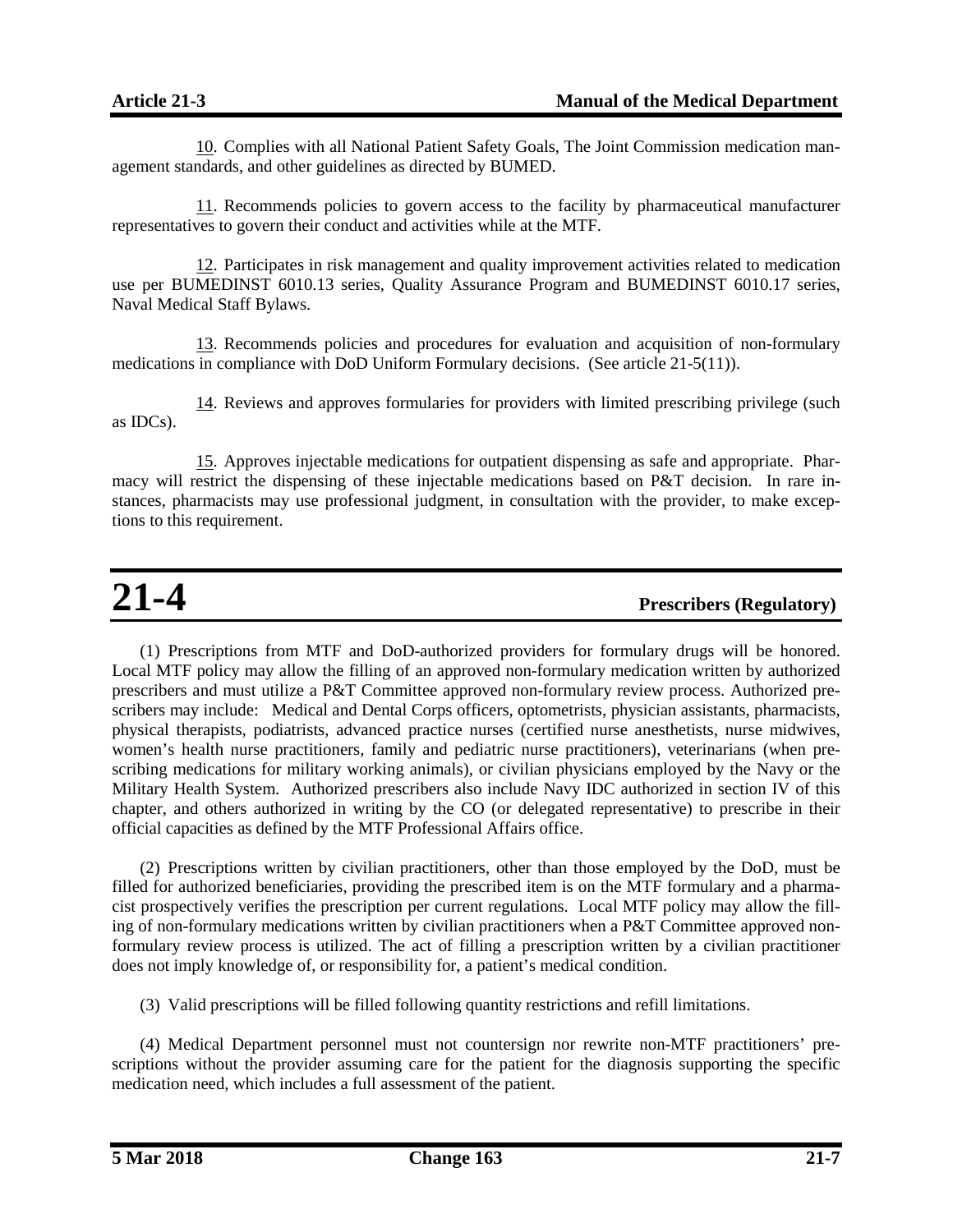10. Complies with all National Patient Safety Goals, The Joint Commission medication management standards, and other guidelines as directed by BUMED.

11. Recommends policies to govern access to the facility by pharmaceutical manufacturer representatives to govern their conduct and activities while at the MTF.

12. Participates in risk management and quality improvement activities related to medication use per BUMEDINST 6010.13 series, Quality Assurance Program and BUMEDINST 6010.17 series, Naval Medical Staff Bylaws.

13. Recommends policies and procedures for evaluation and acquisition of non-formulary medications in compliance with DoD Uniform Formulary decisions. (See article 21-5(11)).

14. Reviews and approves formularies for providers with limited prescribing privilege (such as IDCs).

15. Approves injectable medications for outpatient dispensing as safe and appropriate. Pharmacy will restrict the dispensing of these injectable medications based on P&T decision. In rare instances, pharmacists may use professional judgment, in consultation with the provider, to make exceptions to this requirement.

# 21-4 Prescribers (Regulatory)

(1) Prescriptions from MTF and DoD-authorized providers for formulary drugs will be honored. Local MTF policy may allow the filling of an approved non-formulary medication written by authorized prescribers and must utilize a P&T Committee approved non-formulary review process. Authorized prescribers may include: Medical and Dental Corps officers, optometrists, physician assistants, pharmacists, physical therapists, podiatrists, advanced practice nurses (certified nurse anesthetists, nurse midwives, women's health nurse practitioners, family and pediatric nurse practitioners), veterinarians (when prescribing medications for military working animals), or civilian physicians employed by the Navy or the Military Health System. Authorized prescribers also include Navy IDC authorized in section IV of this chapter, and others authorized in writing by the CO (or delegated representative) to prescribe in their official capacities as defined by the MTF Professional Affairs office.

(2) Prescriptions written by civilian practitioners, other than those employed by the DoD, must be filled for authorized beneficiaries, providing the prescribed item is on the MTF formulary and a pharmacist prospectively verifies the prescription per current regulations. Local MTF policy may allow the filling of non-formulary medications written by civilian practitioners when a P&T Committee approved non-formulary review process is utilized. The act of filling a prescription written by a civilian practitioner does not imply knowledge of, or responsibility for, a patient's medical condition.

(3) Valid prescriptions will be filled following quantity restrictions and refill limitations.

(4) Medical Department personnel must not countersign nor rewrite non-MTF practitioners' prescriptions without the provider assuming care for the patient for the diagnosis supporting the specific medication need, which includes a full assessment of the patient.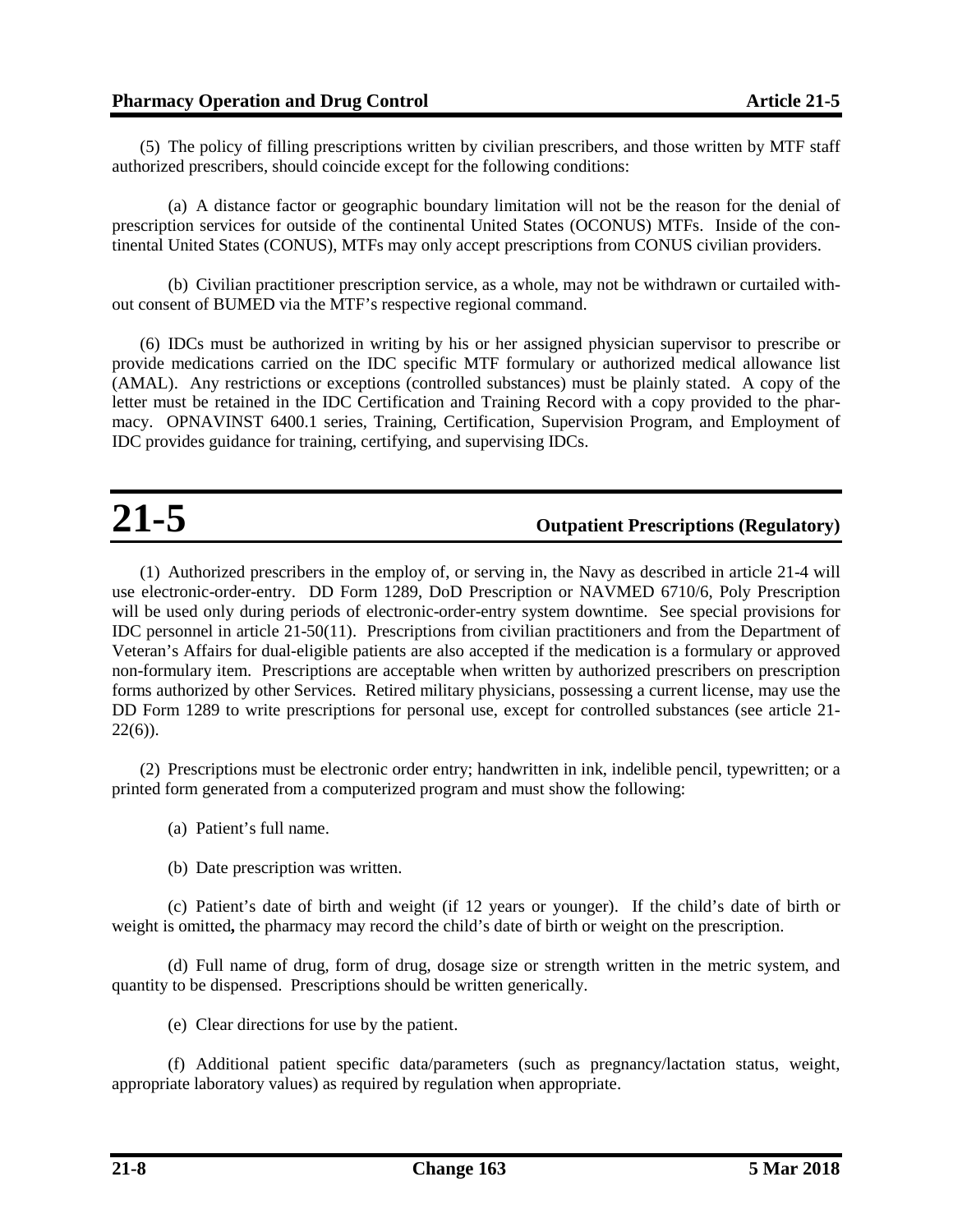(5) The policy of filling prescriptions written by civilian prescribers, and those written by MTF staff authorized prescribers, should coincide except for the following conditions:

(a) A distance factor or geographic boundary limitation will not be the reason for the denial of prescription services for outside of the continental United States (OCONUS) MTFs. Inside of the continental United States (CONUS), MTFs may only accept prescriptions from CONUS civilian providers.

(b) Civilian practitioner prescription service, as a whole, may not be withdrawn or curtailed without consent of BUMED via the MTF's respective regional command.

(6) IDCs must be authorized in writing by his or her assigned physician supervisor to prescribe or provide medications carried on the IDC specific MTF formulary or authorized medical allowance list (AMAL). Any restrictions or exceptions (controlled substances) must be plainly stated. A copy of the letter must be retained in the IDC Certification and Training Record with a copy provided to the pharmacy. OPNAVINST 6400.1 series, Training, Certification, Supervision Program, and Employment of IDC provides guidance for training, certifying, and supervising IDCs.

# 21-5 Outpatient Prescriptions (Regulatory)

(1) Authorized prescribers in the employ of, or serving in, the Navy as described in article 21-4 will use electronic-order-entry. DD Form 1289, DoD Prescription or NAVMED 6710/6, Poly Prescription will be used only during periods of electronic-order-entry system downtime. See special provisions for IDC personnel in article 21-50(11). Prescriptions from civilian practitioners and from the Department of Veteran's Affairs for dual-eligible patients are also accepted if the medication is a formulary or approved non-formulary item. Prescriptions are acceptable when written by authorized prescribers on prescription forms authorized by other Services. Retired military physicians, possessing a current license, may use the DD Form 1289 to write prescriptions for personal use, except for controlled substances (see article 21-22(6)).

(2) Prescriptions must be electronic order entry; handwritten in ink, indelible pencil, typewritten; or a printed form generated from a computerized program and must show the following:

(a) Patient's full name.

(b) Date prescription was written.

(c) Patient's date of birth and weight (if 12 years or younger). If the child's date of birth or weight is omitted**,** the pharmacy may record the child's date of birth or weight on the prescription.

(d) Full name of drug, form of drug, dosage size or strength written in the metric system, and quantity to be dispensed. Prescriptions should be written generically.

(e) Clear directions for use by the patient.

(f) Additional patient specific data/parameters (such as pregnancy/lactation status, weight, appropriate laboratory values) as required by regulation when appropriate.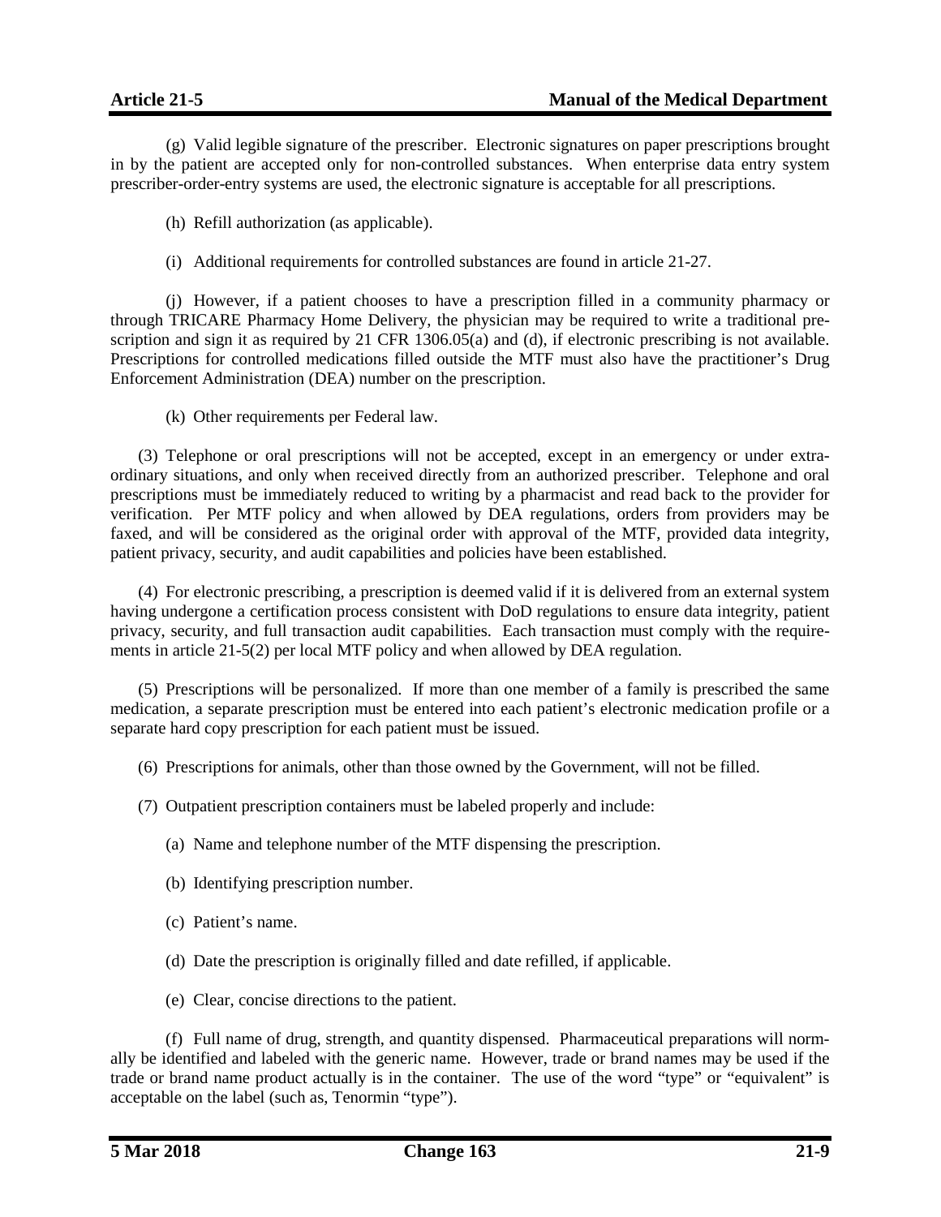(g) Valid legible signature of the prescriber. Electronic signatures on paper prescriptions brought in by the patient are accepted only for non-controlled substances. When enterprise data entry system prescriber-order-entry systems are used, the electronic signature is acceptable for all prescriptions.

(h) Refill authorization (as applicable).

(i) Additional requirements for controlled substances are found in article 21-27.

(j) However, if a patient chooses to have a prescription filled in a community pharmacy or through TRICARE Pharmacy Home Delivery, the physician may be required to write a traditional prescription and sign it as required by 21 CFR 1306.05(a) and (d), if electronic prescribing is not available. Prescriptions for controlled medications filled outside the MTF must also have the practitioner's Drug Enforcement Administration (DEA) number on the prescription.

(k) Other requirements per Federal law.

(3) Telephone or oral prescriptions will not be accepted, except in an emergency or under extraordinary situations, and only when received directly from an authorized prescriber. Telephone and oral prescriptions must be immediately reduced to writing by a pharmacist and read back to the provider for verification. Per MTF policy and when allowed by DEA regulations, orders from providers may be faxed, and will be considered as the original order with approval of the MTF, provided data integrity, patient privacy, security, and audit capabilities and policies have been established.

(4) For electronic prescribing, a prescription is deemed valid if it is delivered from an external system having undergone a certification process consistent with DoD regulations to ensure data integrity, patient privacy, security, and full transaction audit capabilities. Each transaction must comply with the requirements in article 21-5(2) per local MTF policy and when allowed by DEA regulation.

(5) Prescriptions will be personalized. If more than one member of a family is prescribed the same medication, a separate prescription must be entered into each patient's electronic medication profile or a separate hard copy prescription for each patient must be issued.

(6) Prescriptions for animals, other than those owned by the Government, will not be filled.

(7) Outpatient prescription containers must be labeled properly and include:

(a) Name and telephone number of the MTF dispensing the prescription.

(b) Identifying prescription number.

(c) Patient's name.

(d) Date the prescription is originally filled and date refilled, if applicable.

(e) Clear, concise directions to the patient.

(f) Full name of drug, strength, and quantity dispensed. Pharmaceutical preparations will normally be identified and labeled with the generic name. However, trade or brand names may be used if the trade or brand name product actually is in the container. The use of the word "type" or "equivalent" is acceptable on the label (such as, Tenormin "type").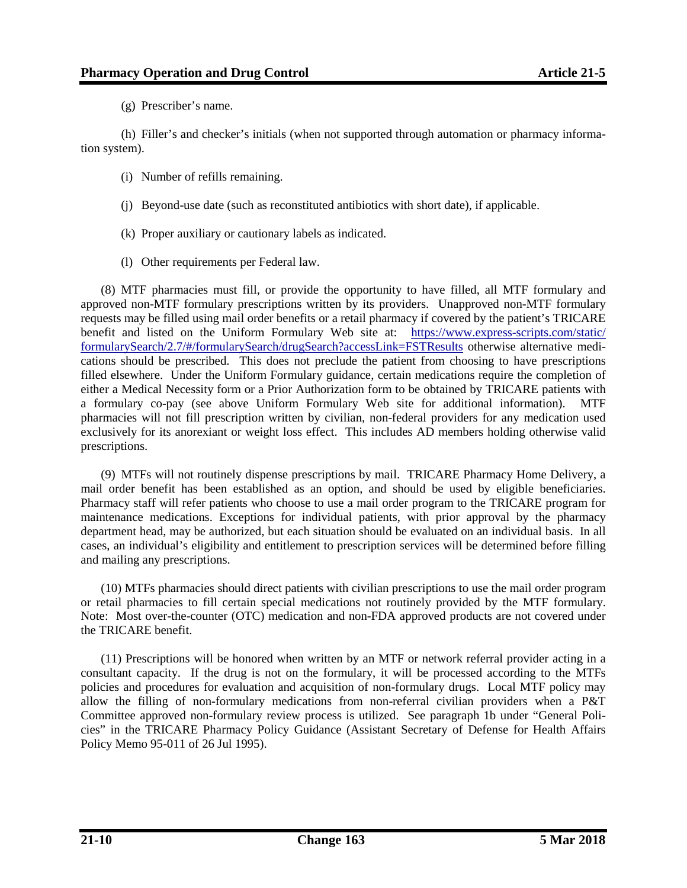(g) Prescriber's name.

(h) Filler's and checker's initials (when not supported through automation or pharmacy information system).

(i) Number of refills remaining.

(j) Beyond-use date (such as reconstituted antibiotics with short date), if applicable.

(k) Proper auxiliary or cautionary labels as indicated.

(l) Other requirements per Federal law.

(8) MTF pharmacies must fill, or provide the opportunity to have filled, all MTF formulary and approved non-MTF formulary prescriptions written by its providers. Unapproved non-MTF formulary requests may be filled using mail order benefits or a retail pharmacy if covered by the patient's TRICARE benefit and listed on the Uniform Formulary Web site at: [https://www.express-scripts.com/static/formularySearch/2.7/#/formularySearch/drugSearch?accessLink=FSTResults](https://www.express-scripts.com/static/formularySearch/2.7/#/formularySearch/drugSearch?accessLink=FSTResults) otherwise alternative medications should be prescribed. This does not preclude the patient from choosing to have prescriptions filled elsewhere. Under the Uniform Formulary guidance, certain medications require the completion of either a Medical Necessity form or a Prior Authorization form to be obtained by TRICARE patients with a formulary co-pay (see above Uniform Formulary Web site for additional information). MTF pharmacies will not fill prescription written by civilian, non-federal providers for any medication used exclusively for its anorexiant or weight loss effect. This includes AD members holding otherwise valid prescriptions.

(9) MTFs will not routinely dispense prescriptions by mail. TRICARE Pharmacy Home Delivery, a mail order benefit has been established as an option, and should be used by eligible beneficiaries. Pharmacy staff will refer patients who choose to use a mail order program to the TRICARE program for maintenance medications. Exceptions for individual patients, with prior approval by the pharmacy department head, may be authorized, but each situation should be evaluated on an individual basis. In all cases, an individual's eligibility and entitlement to prescription services will be determined before filling and mailing any prescriptions.

(10) MTFs pharmacies should direct patients with civilian prescriptions to use the mail order program or retail pharmacies to fill certain special medications not routinely provided by the MTF formulary. Note: Most over-the-counter (OTC) medication and non-FDA approved products are not covered under the TRICARE benefit.

(11) Prescriptions will be honored when written by an MTF or network referral provider acting in a consultant capacity. If the drug is not on the formulary, it will be processed according to the MTFs policies and procedures for evaluation and acquisition of non-formulary drugs. Local MTF policy may allow the filling of non-formulary medications from non-referral civilian providers when a P&T Committee approved non-formulary review process is utilized. See paragraph 1b under "General Policies" in the TRICARE Pharmacy Policy Guidance (Assistant Secretary of Defense for Health Affairs Policy Memo 95-011 of 26 Jul 1995).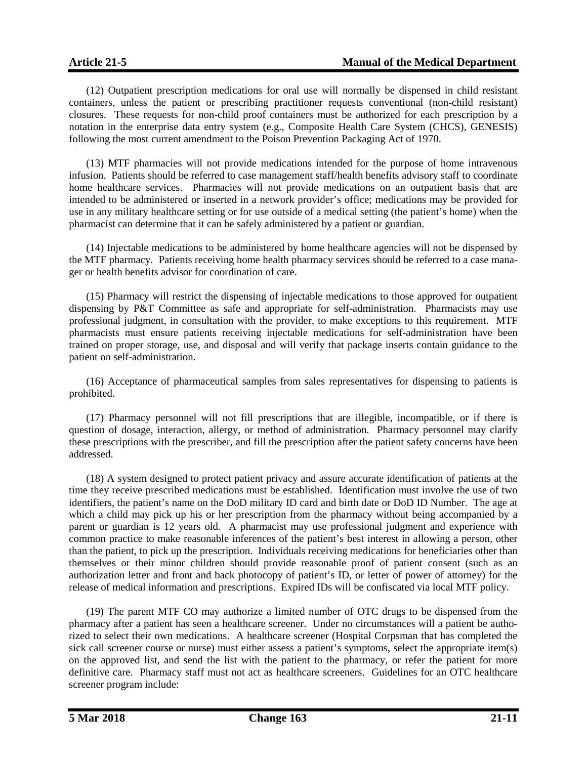(12) Outpatient prescription medications for oral use will normally be dispensed in child resistant containers, unless the patient or prescribing practitioner requests conventional (non-child resistant) closures. These requests for non-child proof containers must be authorized for each prescription by a notation in the enterprise data entry system (e.g., Composite Health Care System (CHCS), GENESIS) following the most current amendment to the Poison Prevention Packaging Act of 1970.

(13) MTF pharmacies will not provide medications intended for the purpose of home intravenous infusion. Patients should be referred to case management staff/health benefits advisory staff to coordinate home healthcare services. Pharmacies will not provide medications on an outpatient basis that are intended to be administered or inserted in a network provider's office; medications may be provided for use in any military healthcare setting or for use outside of a medical setting (the patient's home) when the pharmacist can determine that it can be safely administered by a patient or guardian.

(14) Injectable medications to be administered by home healthcare agencies will not be dispensed by the MTF pharmacy. Patients receiving home health pharmacy services should be referred to a case manager or health benefits advisor for coordination of care.

(15) Pharmacy will restrict the dispensing of injectable medications to those approved for outpatient dispensing by P&T Committee as safe and appropriate for self-administration. Pharmacists may use professional judgment, in consultation with the provider, to make exceptions to this requirement. MTF pharmacists must ensure patients receiving injectable medications for self-administration have been trained on proper storage, use, and disposal and will verify that package inserts contain guidance to the patient on self-administration.

(16) Acceptance of pharmaceutical samples from sales representatives for dispensing to patients is prohibited.

(17) Pharmacy personnel will not fill prescriptions that are illegible, incompatible, or if there is question of dosage, interaction, allergy, or method of administration. Pharmacy personnel may clarify these prescriptions with the prescriber, and fill the prescription after the patient safety concerns have been addressed.

(18) A system designed to protect patient privacy and assure accurate identification of patients at the time they receive prescribed medications must be established. Identification must involve the use of two identifiers, the patient's name on the DoD military ID card and birth date or DoD ID Number. The age at which a child may pick up his or her prescription from the pharmacy without being accompanied by a parent or guardian is 12 years old. A pharmacist may use professional judgment and experience with common practice to make reasonable inferences of the patient's best interest in allowing a person, other than the patient, to pick up the prescription. Individuals receiving medications for beneficiaries other than themselves or their minor children should provide reasonable proof of patient consent (such as an authorization letter and front and back photocopy of patient's ID, or letter of power of attorney) for the release of medical information and prescriptions. Expired IDs will be confiscated via local MTF policy.

(19) The parent MTF CO may authorize a limited number of OTC drugs to be dispensed from the pharmacy after a patient has seen a healthcare screener. Under no circumstances will a patient be authorized to select their own medications. A healthcare screener (Hospital Corpsman that has completed the sick call screener course or nurse) must either assess a patient's symptoms, select the appropriate item(s) on the approved list, and send the list with the patient to the pharmacy, or refer the patient for more definitive care. Pharmacy staff must not act as healthcare screeners. Guidelines for an OTC healthcare screener program include: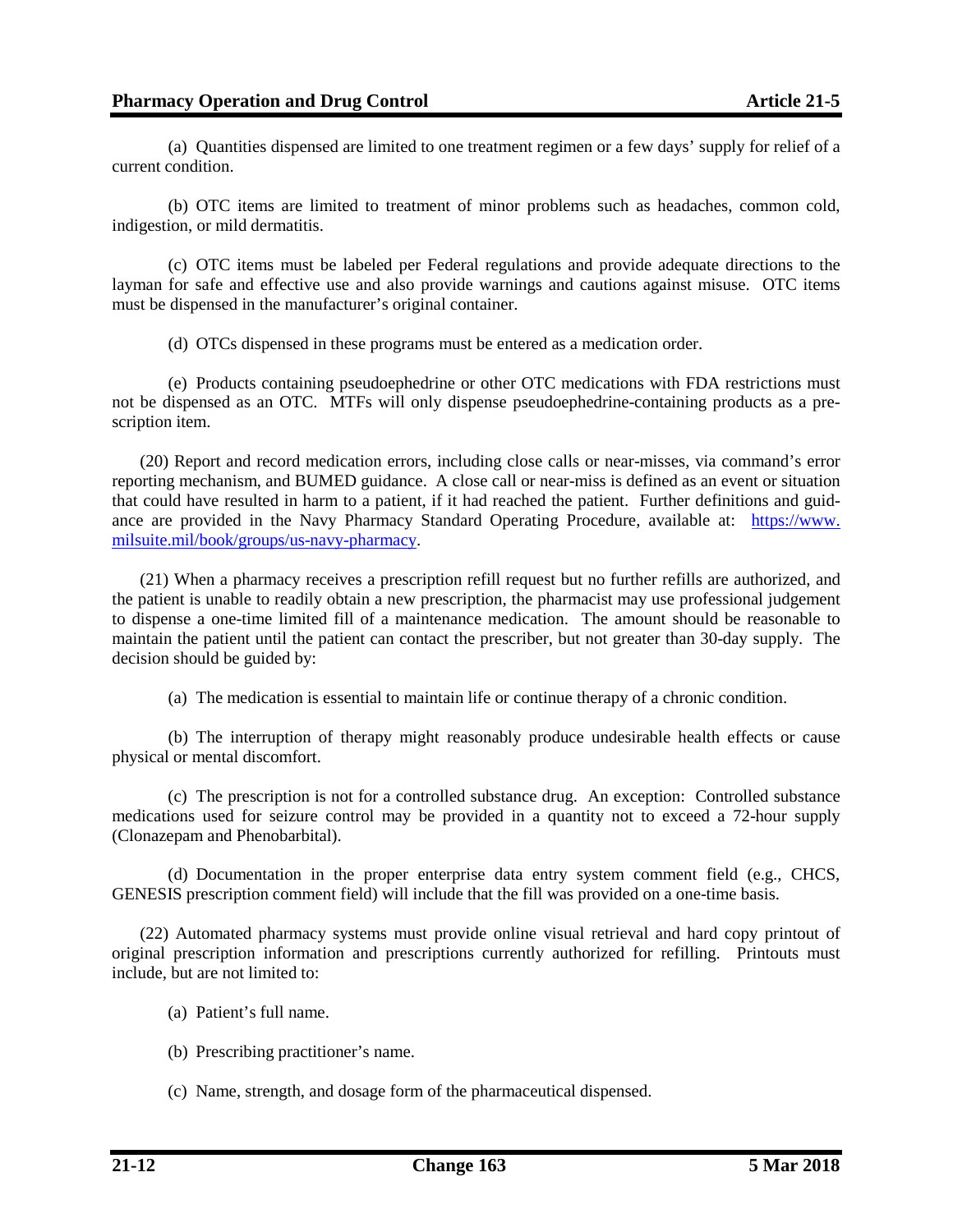(a) Quantities dispensed are limited to one treatment regimen or a few days' supply for relief of a current condition.

(b) OTC items are limited to treatment of minor problems such as headaches, common cold, indigestion, or mild dermatitis.

(c) OTC items must be labeled per Federal regulations and provide adequate directions to the layman for safe and effective use and also provide warnings and cautions against misuse. OTC items must be dispensed in the manufacturer's original container.

(d) OTCs dispensed in these programs must be entered as a medication order.

(e) Products containing pseudoephedrine or other OTC medications with FDA restrictions must not be dispensed as an OTC. MTFs will only dispense pseudoephedrine-containing products as a prescription item.

(20) Report and record medication errors, including close calls or near-misses, via command's error reporting mechanism, and BUMED guidance. A close call or near-miss is defined as an event or situation that could have resulted in harm to a patient, if it had reached the patient. Further definitions and guidance are provided in the Navy Pharmacy Standard Operating Procedure, available at: [https://www.milsuite.mil/book/groups/us-navy-pharmacy](https://www.milsuite.mil/book/groups/us-navy-pharmacy).

(21) When a pharmacy receives a prescription refill request but no further refills are authorized, and the patient is unable to readily obtain a new prescription, the pharmacist may use professional judgement to dispense a one-time limited fill of a maintenance medication. The amount should be reasonable to maintain the patient until the patient can contact the prescriber, but not greater than 30-day supply. The decision should be guided by:

(a) The medication is essential to maintain life or continue therapy of a chronic condition.

(b) The interruption of therapy might reasonably produce undesirable health effects or cause physical or mental discomfort.

(c) The prescription is not for a controlled substance drug. An exception: Controlled substance medications used for seizure control may be provided in a quantity not to exceed a 72-hour supply (Clonazepam and Phenobarbital).

(d) Documentation in the proper enterprise data entry system comment field (e.g., CHCS, GENESIS prescription comment field) will include that the fill was provided on a one-time basis.

(22) Automated pharmacy systems must provide online visual retrieval and hard copy printout of original prescription information and prescriptions currently authorized for refilling. Printouts must include, but are not limited to:

(a) Patient's full name.

(b) Prescribing practitioner's name.

(c) Name, strength, and dosage form of the pharmaceutical dispensed.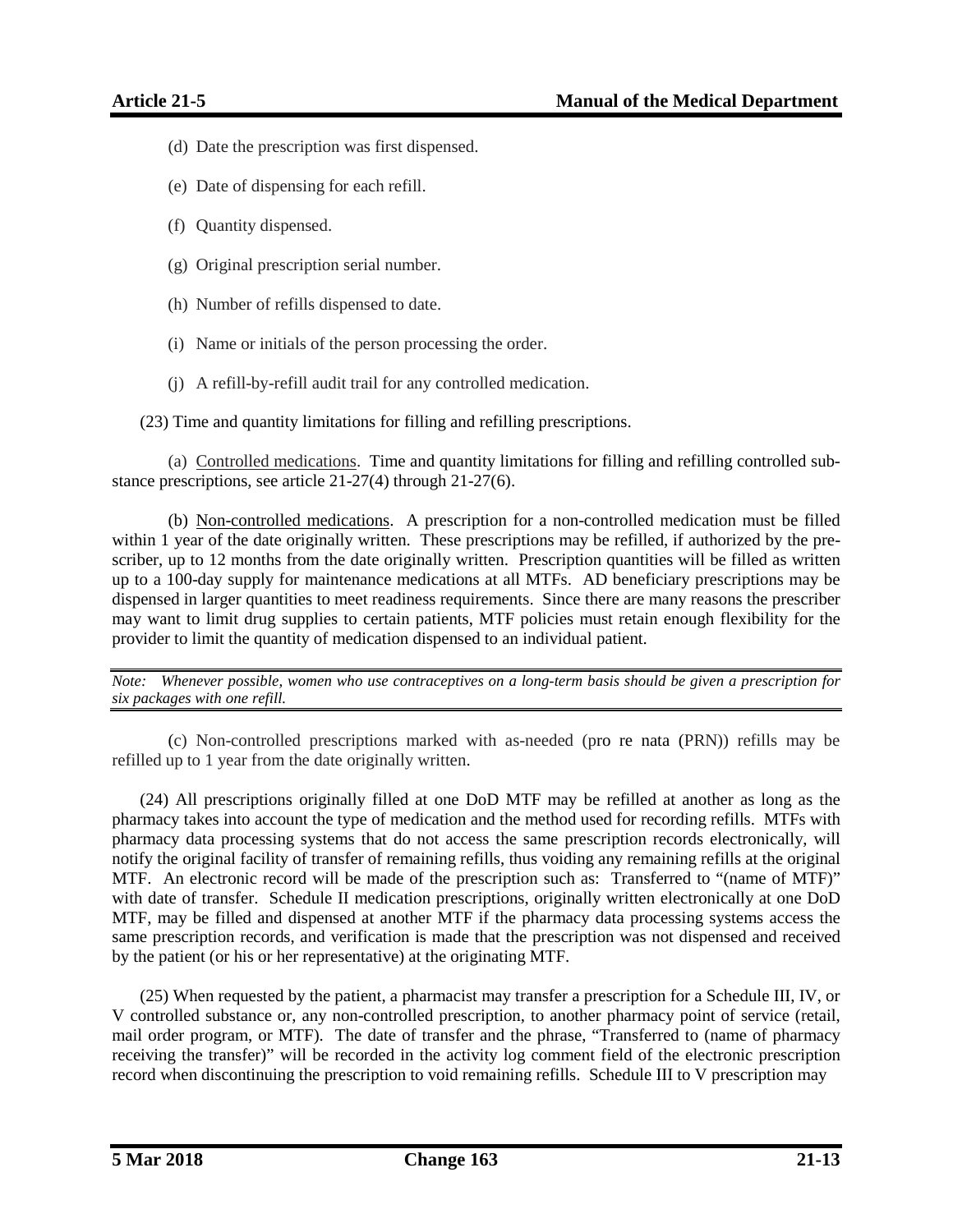(d) Date the prescription was first dispensed.

(e) Date of dispensing for each refill.

(f) Quantity dispensed.

(g) Original prescription serial number.

(h) Number of refills dispensed to date.

(i) Name or initials of the person processing the order.

(j) A refill-by-refill audit trail for any controlled medication.

(23) Time and quantity limitations for filling and refilling prescriptions.

(a) Controlled medications. Time and quantity limitations for filling and refilling controlled substance prescriptions, see article 21-27(4) through 21-27(6).

(b) Non-controlled medications. A prescription for a non-controlled medication must be filled within 1 year of the date originally written. These prescriptions may be refilled, if authorized by the prescriber, up to 12 months from the date originally written. Prescription quantities will be filled as written up to a 100-day supply for maintenance medications at all MTFs. AD beneficiary prescriptions may be dispensed in larger quantities to meet readiness requirements. Since there are many reasons the prescriber may want to limit drug supplies to certain patients, MTF policies must retain enough flexibility for the provider to limit the quantity of medication dispensed to an individual patient.

---

*Note: Whenever possible, women who use contraceptives on a long-term basis should be given a prescription for six packages with one refill.*

---

(c) Non-controlled prescriptions marked with as-needed (pro re nata (PRN)) refills may be refilled up to 1 year from the date originally written.

(24) All prescriptions originally filled at one DoD MTF may be refilled at another as long as the pharmacy takes into account the type of medication and the method used for recording refills. MTFs with pharmacy data processing systems that do not access the same prescription records electronically, will notify the original facility of transfer of remaining refills, thus voiding any remaining refills at the original MTF. An electronic record will be made of the prescription such as: Transferred to "(name of MTF)" with date of transfer. Schedule II medication prescriptions, originally written electronically at one DoD MTF, may be filled and dispensed at another MTF if the pharmacy data processing systems access the same prescription records, and verification is made that the prescription was not dispensed and received by the patient (or his or her representative) at the originating MTF.

(25) When requested by the patient, a pharmacist may transfer a prescription for a Schedule III, IV, or V controlled substance or, any non-controlled prescription, to another pharmacy point of service (retail, mail order program, or MTF). The date of transfer and the phrase, "Transferred to (name of pharmacy receiving the transfer)" will be recorded in the activity log comment field of the electronic prescription record when discontinuing the prescription to void remaining refills. Schedule III to V prescription may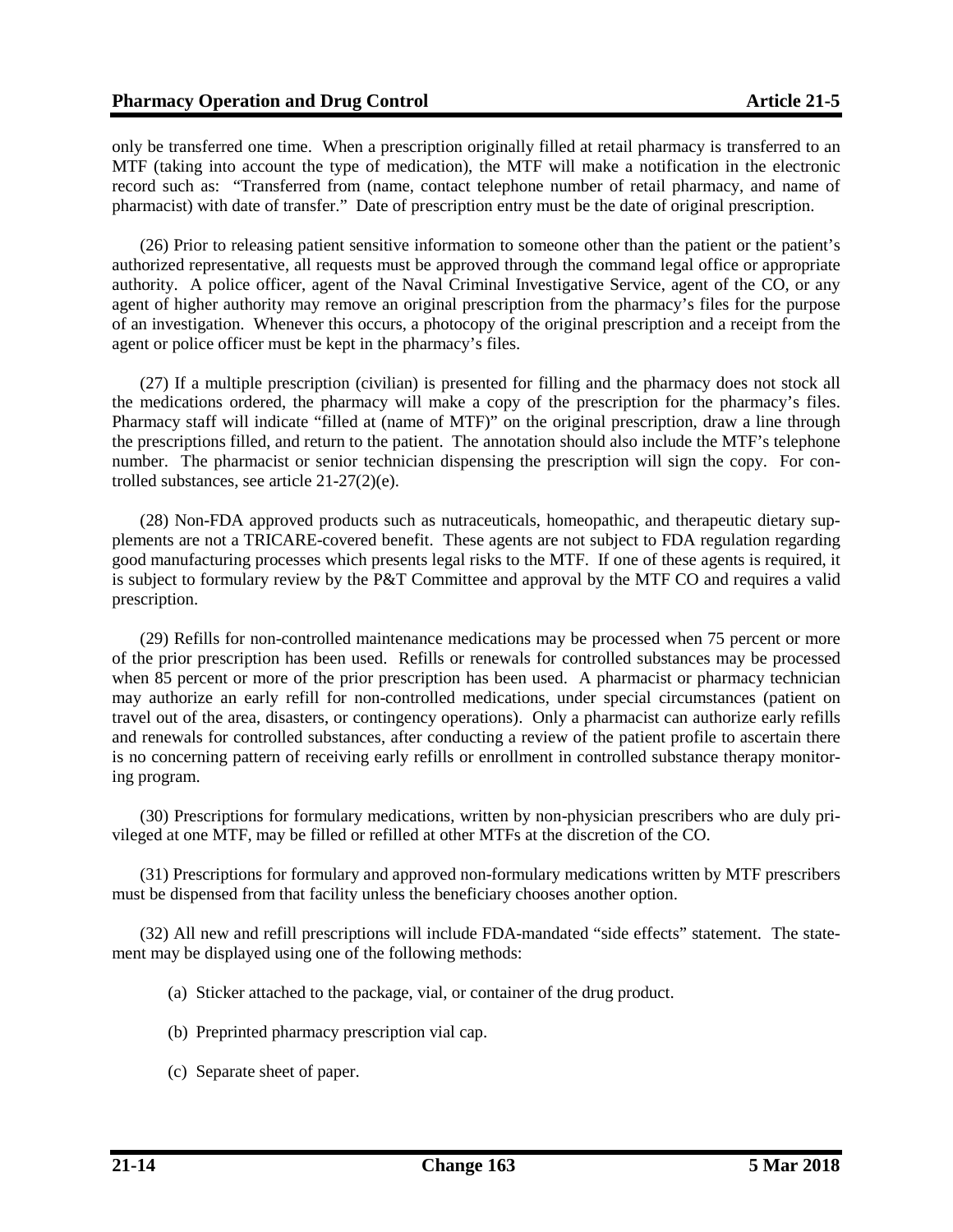only be transferred one time. When a prescription originally filled at retail pharmacy is transferred to an MTF (taking into account the type of medication), the MTF will make a notification in the electronic record such as: "Transferred from (name, contact telephone number of retail pharmacy, and name of pharmacist) with date of transfer." Date of prescription entry must be the date of original prescription.

(26) Prior to releasing patient sensitive information to someone other than the patient or the patient's authorized representative, all requests must be approved through the command legal office or appropriate authority. A police officer, agent of the Naval Criminal Investigative Service, agent of the CO, or any agent of higher authority may remove an original prescription from the pharmacy's files for the purpose of an investigation. Whenever this occurs, a photocopy of the original prescription and a receipt from the agent or police officer must be kept in the pharmacy's files.

(27) If a multiple prescription (civilian) is presented for filling and the pharmacy does not stock all the medications ordered, the pharmacy will make a copy of the prescription for the pharmacy's files. Pharmacy staff will indicate "filled at (name of MTF)" on the original prescription, draw a line through the prescriptions filled, and return to the patient. The annotation should also include the MTF's telephone number. The pharmacist or senior technician dispensing the prescription will sign the copy. For controlled substances, see article 21-27(2)(e).

(28) Non-FDA approved products such as nutraceuticals, homeopathic, and therapeutic dietary supplements are not a TRICARE-covered benefit. These agents are not subject to FDA regulation regarding good manufacturing processes which presents legal risks to the MTF. If one of these agents is required, it is subject to formulary review by the P&T Committee and approval by the MTF CO and requires a valid prescription.

(29) Refills for non-controlled maintenance medications may be processed when 75 percent or more of the prior prescription has been used. Refills or renewals for controlled substances may be processed when 85 percent or more of the prior prescription has been used. A pharmacist or pharmacy technician may authorize an early refill for non-controlled medications, under special circumstances (patient on travel out of the area, disasters, or contingency operations). Only a pharmacist can authorize early refills and renewals for controlled substances, after conducting a review of the patient profile to ascertain there is no concerning pattern of receiving early refills or enrollment in controlled substance therapy monitoring program.

(30) Prescriptions for formulary medications, written by non-physician prescribers who are duly privileged at one MTF, may be filled or refilled at other MTFs at the discretion of the CO.

(31) Prescriptions for formulary and approved non-formulary medications written by MTF prescribers must be dispensed from that facility unless the beneficiary chooses another option.

(32) All new and refill prescriptions will include FDA-mandated "side effects" statement. The statement may be displayed using one of the following methods:

(a) Sticker attached to the package, vial, or container of the drug product.

(b) Preprinted pharmacy prescription vial cap.

(c) Separate sheet of paper.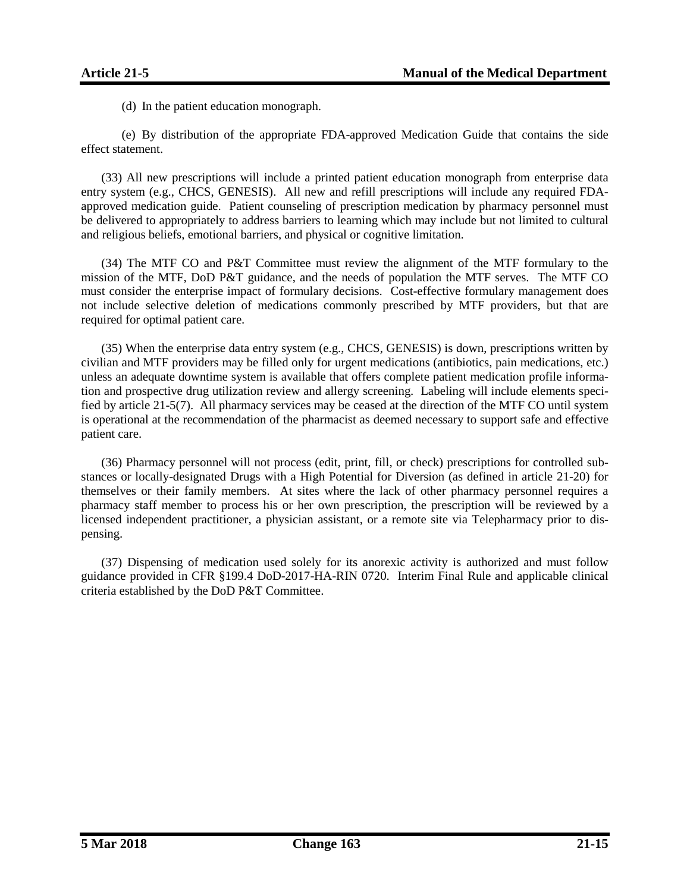(d) In the patient education monograph.

(e) By distribution of the appropriate FDA-approved Medication Guide that contains the side effect statement.

(33) All new prescriptions will include a printed patient education monograph from enterprise data entry system (e.g., CHCS, GENESIS). All new and refill prescriptions will include any required FDA-approved medication guide. Patient counseling of prescription medication by pharmacy personnel must be delivered to appropriately to address barriers to learning which may include but not limited to cultural and religious beliefs, emotional barriers, and physical or cognitive limitation.

(34) The MTF CO and P&T Committee must review the alignment of the MTF formulary to the mission of the MTF, DoD P&T guidance, and the needs of population the MTF serves. The MTF CO must consider the enterprise impact of formulary decisions. Cost-effective formulary management does not include selective deletion of medications commonly prescribed by MTF providers, but that are required for optimal patient care.

(35) When the enterprise data entry system (e.g., CHCS, GENESIS) is down, prescriptions written by civilian and MTF providers may be filled only for urgent medications (antibiotics, pain medications, etc.) unless an adequate downtime system is available that offers complete patient medication profile information and prospective drug utilization review and allergy screening. Labeling will include elements specified by article 21-5(7). All pharmacy services may be ceased at the direction of the MTF CO until system is operational at the recommendation of the pharmacist as deemed necessary to support safe and effective patient care.

(36) Pharmacy personnel will not process (edit, print, fill, or check) prescriptions for controlled substances or locally-designated Drugs with a High Potential for Diversion (as defined in article 21-20) for themselves or their family members. At sites where the lack of other pharmacy personnel requires a pharmacy staff member to process his or her own prescription, the prescription will be reviewed by a licensed independent practitioner, a physician assistant, or a remote site via Telepharmacy prior to dispensing.

(37) Dispensing of medication used solely for its anorexic activity is authorized and must follow guidance provided in CFR §199.4 DoD-2017-HA-RIN 0720. Interim Final Rule and applicable clinical criteria established by the DoD P&T Committee.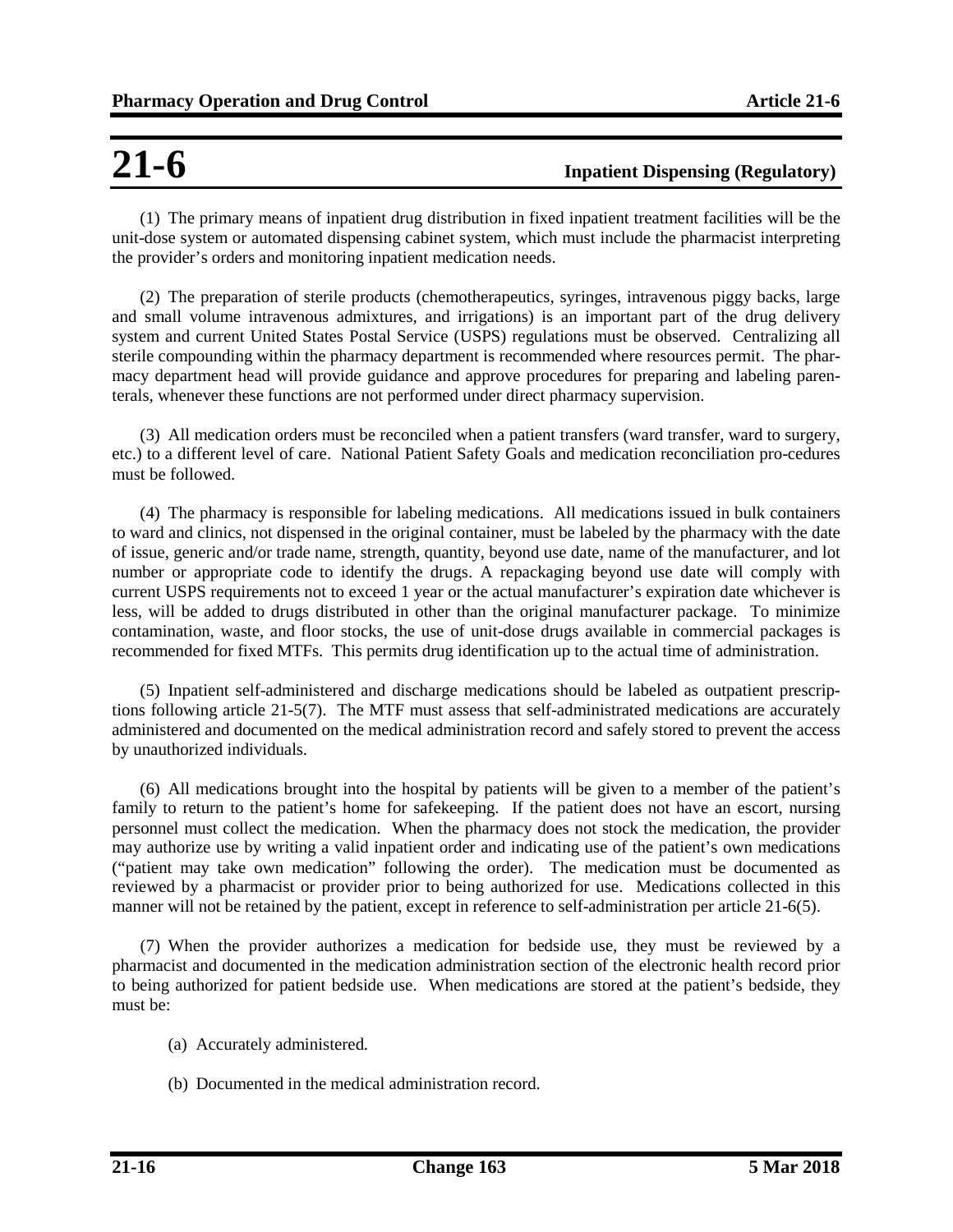# 21-6 Inpatient Dispensing (Regulatory)

(1) The primary means of inpatient drug distribution in fixed inpatient treatment facilities will be the unit-dose system or automated dispensing cabinet system, which must include the pharmacist interpreting the provider's orders and monitoring inpatient medication needs.

(2) The preparation of sterile products (chemotherapeutics, syringes, intravenous piggy backs, large and small volume intravenous admixtures, and irrigations) is an important part of the drug delivery system and current United States Postal Service (USPS) regulations must be observed. Centralizing all sterile compounding within the pharmacy department is recommended where resources permit. The pharmacy department head will provide guidance and approve procedures for preparing and labeling parenterals, whenever these functions are not performed under direct pharmacy supervision.

(3) All medication orders must be reconciled when a patient transfers (ward transfer, ward to surgery, etc.) to a different level of care. National Patient Safety Goals and medication reconciliation pro-cedures must be followed.

(4) The pharmacy is responsible for labeling medications. All medications issued in bulk containers to ward and clinics, not dispensed in the original container, must be labeled by the pharmacy with the date of issue, generic and/or trade name, strength, quantity, beyond use date, name of the manufacturer, and lot number or appropriate code to identify the drugs. A repackaging beyond use date will comply with current USPS requirements not to exceed 1 year or the actual manufacturer's expiration date whichever is less, will be added to drugs distributed in other than the original manufacturer package. To minimize contamination, waste, and floor stocks, the use of unit-dose drugs available in commercial packages is recommended for fixed MTFs. This permits drug identification up to the actual time of administration.

(5) Inpatient self-administered and discharge medications should be labeled as outpatient prescriptions following article 21-5(7). The MTF must assess that self-administrated medications are accurately administered and documented on the medical administration record and safely stored to prevent the access by unauthorized individuals.

(6) All medications brought into the hospital by patients will be given to a member of the patient's family to return to the patient's home for safekeeping. If the patient does not have an escort, nursing personnel must collect the medication. When the pharmacy does not stock the medication, the provider may authorize use by writing a valid inpatient order and indicating use of the patient's own medications ("patient may take own medication" following the order). The medication must be documented as reviewed by a pharmacist or provider prior to being authorized for use. Medications collected in this manner will not be retained by the patient, except in reference to self-administration per article 21-6(5).

(7) When the provider authorizes a medication for bedside use, they must be reviewed by a pharmacist and documented in the medication administration section of the electronic health record prior to being authorized for patient bedside use. When medications are stored at the patient's bedside, they must be:

(a) Accurately administered.

(b) Documented in the medical administration record.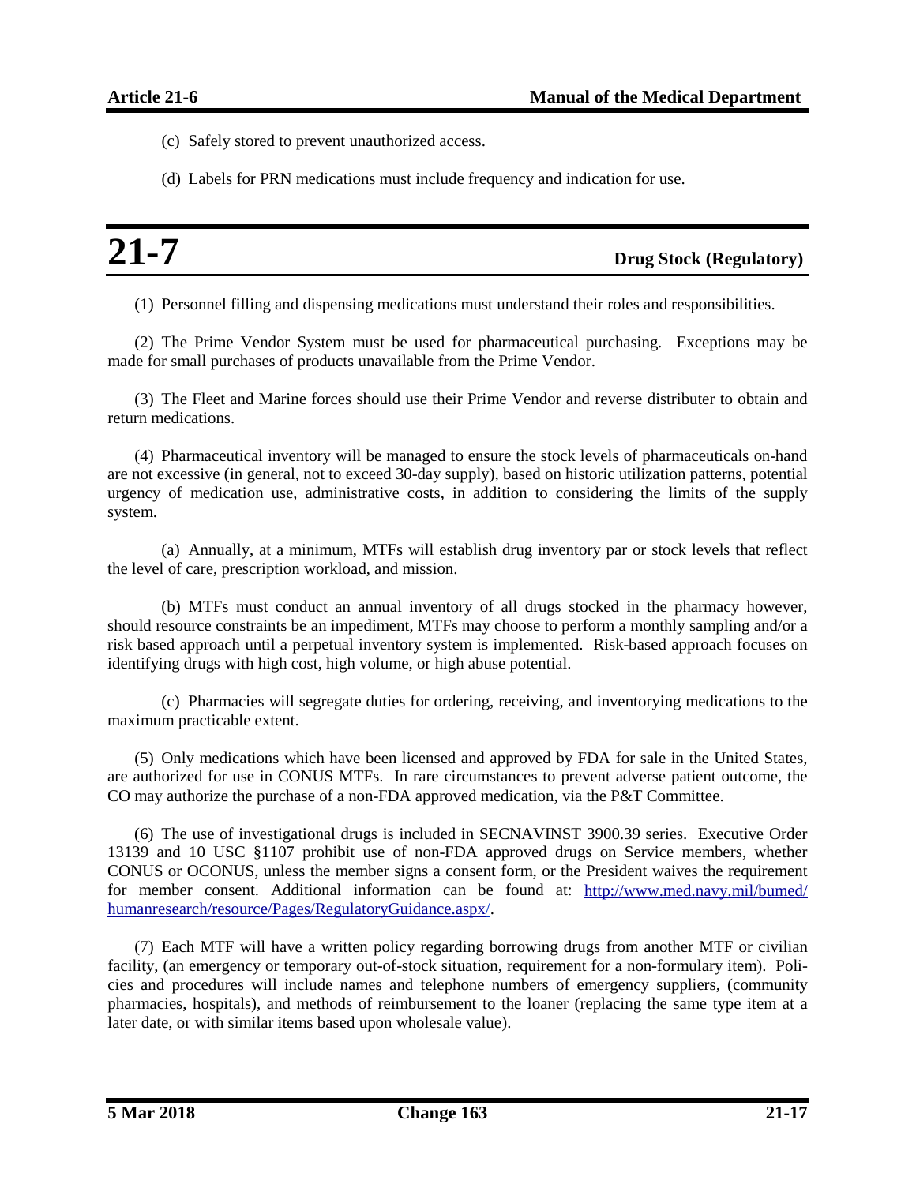(c) Safely stored to prevent unauthorized access.

(d) Labels for PRN medications must include frequency and indication for use.

# 21-7 Drug Stock (Regulatory)

(1) Personnel filling and dispensing medications must understand their roles and responsibilities.

(2) The Prime Vendor System must be used for pharmaceutical purchasing. Exceptions may be made for small purchases of products unavailable from the Prime Vendor.

(3) The Fleet and Marine forces should use their Prime Vendor and reverse distributer to obtain and return medications.

(4) Pharmaceutical inventory will be managed to ensure the stock levels of pharmaceuticals on-hand are not excessive (in general, not to exceed 30-day supply), based on historic utilization patterns, potential urgency of medication use, administrative costs, in addition to considering the limits of the supply system.

(a) Annually, at a minimum, MTFs will establish drug inventory par or stock levels that reflect the level of care, prescription workload, and mission.

(b) MTFs must conduct an annual inventory of all drugs stocked in the pharmacy however, should resource constraints be an impediment, MTFs may choose to perform a monthly sampling and/or a risk based approach until a perpetual inventory system is implemented. Risk-based approach focuses on identifying drugs with high cost, high volume, or high abuse potential.

(c) Pharmacies will segregate duties for ordering, receiving, and inventorying medications to the maximum practicable extent.

(5) Only medications which have been licensed and approved by FDA for sale in the United States, are authorized for use in CONUS MTFs. In rare circumstances to prevent adverse patient outcome, the CO may authorize the purchase of a non-FDA approved medication, via the P&T Committee.

(6) The use of investigational drugs is included in SECNAVINST 3900.39 series. Executive Order 13139 and 10 USC §1107 prohibit use of non-FDA approved drugs on Service members, whether CONUS or OCONUS, unless the member signs a consent form, or the President waives the requirement for member consent. Additional information can be found at: [http://www.med.navy.mil/bumed/humanresearch/resource/Pages/RegulatoryGuidance.aspx/](http://www.med.navy.mil/bumed/humanresearch/resource/Pages/RegulatoryGuidance.aspx/).

(7) Each MTF will have a written policy regarding borrowing drugs from another MTF or civilian facility, (an emergency or temporary out-of-stock situation, requirement for a non-formulary item). Policies and procedures will include names and telephone numbers of emergency suppliers, (community pharmacies, hospitals), and methods of reimbursement to the loaner (replacing the same type item at a later date, or with similar items based upon wholesale value).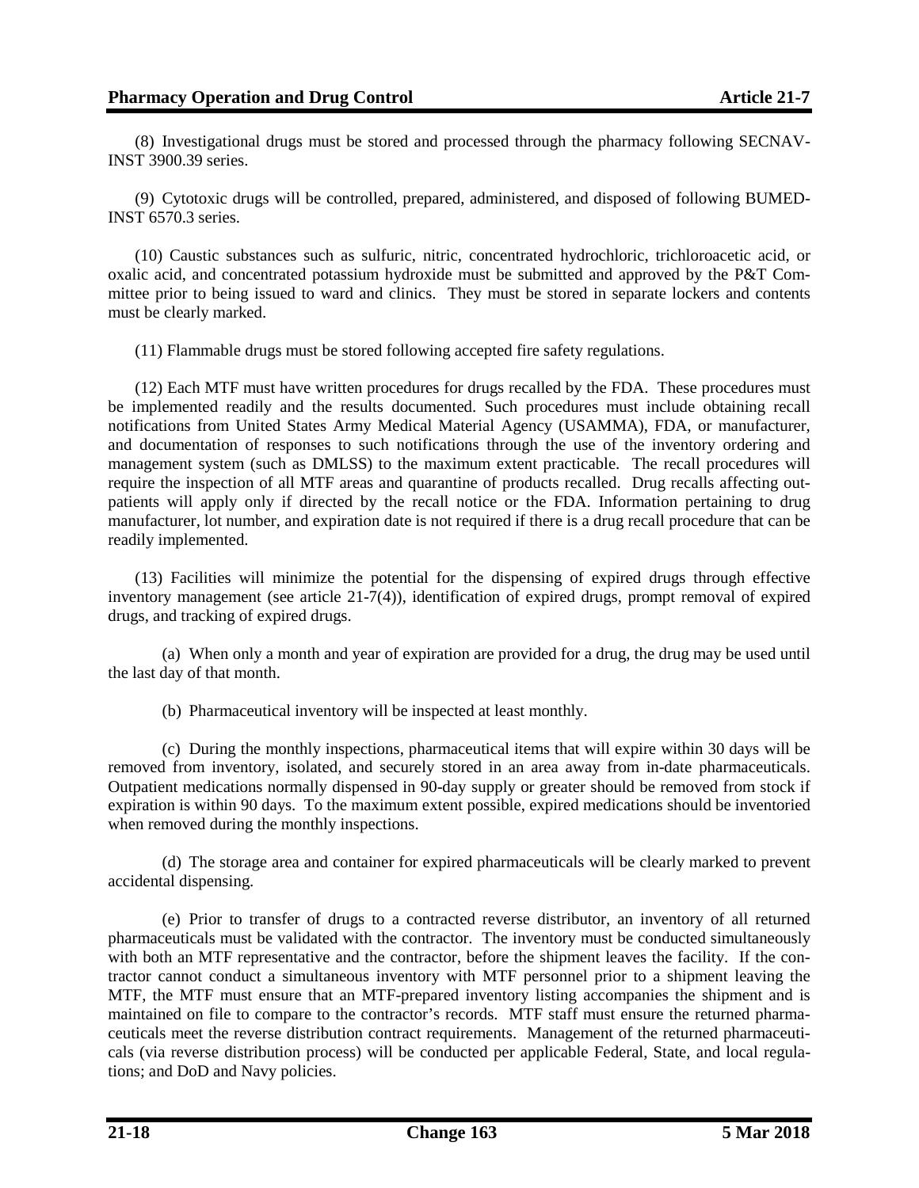(8) Investigational drugs must be stored and processed through the pharmacy following SECNAV-INST 3900.39 series.

(9) Cytotoxic drugs will be controlled, prepared, administered, and disposed of following BUMED-INST 6570.3 series.

(10) Caustic substances such as sulfuric, nitric, concentrated hydrochloric, trichloroacetic acid, or oxalic acid, and concentrated potassium hydroxide must be submitted and approved by the P&T Committee prior to being issued to ward and clinics. They must be stored in separate lockers and contents must be clearly marked.

(11) Flammable drugs must be stored following accepted fire safety regulations.

(12) Each MTF must have written procedures for drugs recalled by the FDA. These procedures must be implemented readily and the results documented. Such procedures must include obtaining recall notifications from United States Army Medical Material Agency (USAMMA), FDA, or manufacturer, and documentation of responses to such notifications through the use of the inventory ordering and management system (such as DMLSS) to the maximum extent practicable. The recall procedures will require the inspection of all MTF areas and quarantine of products recalled. Drug recalls affecting outpatients will apply only if directed by the recall notice or the FDA. Information pertaining to drug manufacturer, lot number, and expiration date is not required if there is a drug recall procedure that can be readily implemented.

(13) Facilities will minimize the potential for the dispensing of expired drugs through effective inventory management (see article 21-7(4)), identification of expired drugs, prompt removal of expired drugs, and tracking of expired drugs.

(a) When only a month and year of expiration are provided for a drug, the drug may be used until the last day of that month.

(b) Pharmaceutical inventory will be inspected at least monthly.

(c) During the monthly inspections, pharmaceutical items that will expire within 30 days will be removed from inventory, isolated, and securely stored in an area away from in-date pharmaceuticals. Outpatient medications normally dispensed in 90-day supply or greater should be removed from stock if expiration is within 90 days. To the maximum extent possible, expired medications should be inventoried when removed during the monthly inspections.

(d) The storage area and container for expired pharmaceuticals will be clearly marked to prevent accidental dispensing.

(e) Prior to transfer of drugs to a contracted reverse distributor, an inventory of all returned pharmaceuticals must be validated with the contractor. The inventory must be conducted simultaneously with both an MTF representative and the contractor, before the shipment leaves the facility. If the contractor cannot conduct a simultaneous inventory with MTF personnel prior to a shipment leaving the MTF, the MTF must ensure that an MTF-prepared inventory listing accompanies the shipment and is maintained on file to compare to the contractor's records. MTF staff must ensure the returned pharmaceuticals meet the reverse distribution contract requirements. Management of the returned pharmaceuticals (via reverse distribution process) will be conducted per applicable Federal, State, and local regulations; and DoD and Navy policies.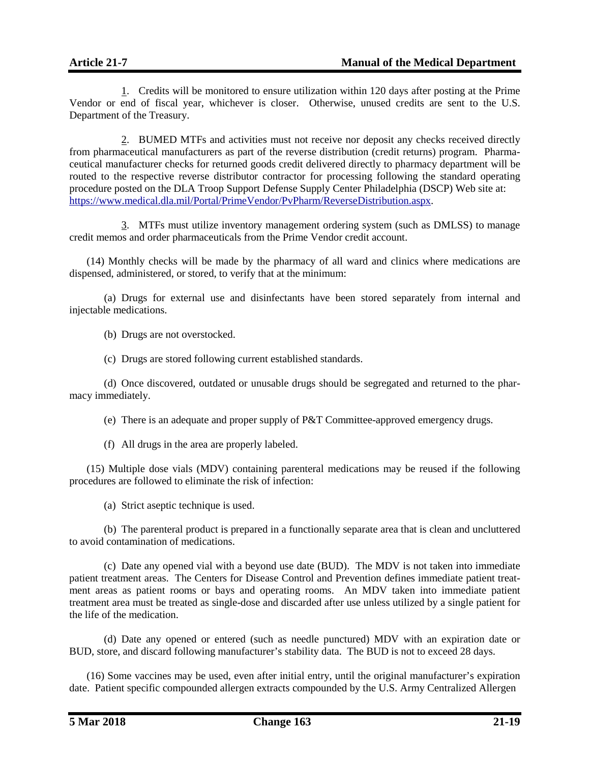1. Credits will be monitored to ensure utilization within 120 days after posting at the Prime Vendor or end of fiscal year, whichever is closer. Otherwise, unused credits are sent to the U.S. Department of the Treasury.

2. BUMED MTFs and activities must not receive nor deposit any checks received directly from pharmaceutical manufacturers as part of the reverse distribution (credit returns) program. Pharmaceutical manufacturer checks for returned goods credit delivered directly to pharmacy department will be routed to the respective reverse distributor contractor for processing following the standard operating procedure posted on the DLA Troop Support Defense Supply Center Philadelphia (DSCP) Web site at: https://www.medical.dla.mil/Portal/PrimeVendor/PvPharm/ReverseDistribution.aspx.

3. MTFs must utilize inventory management ordering system (such as DMLSS) to manage credit memos and order pharmaceuticals from the Prime Vendor credit account.

(14) Monthly checks will be made by the pharmacy of all ward and clinics where medications are dispensed, administered, or stored, to verify that at the minimum:

(a) Drugs for external use and disinfectants have been stored separately from internal and injectable medications.

(b) Drugs are not overstocked.

(c) Drugs are stored following current established standards.

(d) Once discovered, outdated or unusable drugs should be segregated and returned to the pharmacy immediately.

(e) There is an adequate and proper supply of P&T Committee-approved emergency drugs.

(f) All drugs in the area are properly labeled.

(15) Multiple dose vials (MDV) containing parenteral medications may be reused if the following procedures are followed to eliminate the risk of infection:

(a) Strict aseptic technique is used.

(b) The parenteral product is prepared in a functionally separate area that is clean and uncluttered to avoid contamination of medications.

(c) Date any opened vial with a beyond use date (BUD). The MDV is not taken into immediate patient treatment areas. The Centers for Disease Control and Prevention defines immediate patient treatment areas as patient rooms or bays and operating rooms. An MDV taken into immediate patient treatment area must be treated as single-dose and discarded after use unless utilized by a single patient for the life of the medication.

(d) Date any opened or entered (such as needle punctured) MDV with an expiration date or BUD, store, and discard following manufacturer's stability data. The BUD is not to exceed 28 days.

(16) Some vaccines may be used, even after initial entry, until the original manufacturer's expiration date. Patient specific compounded allergen extracts compounded by the U.S. Army Centralized Allergen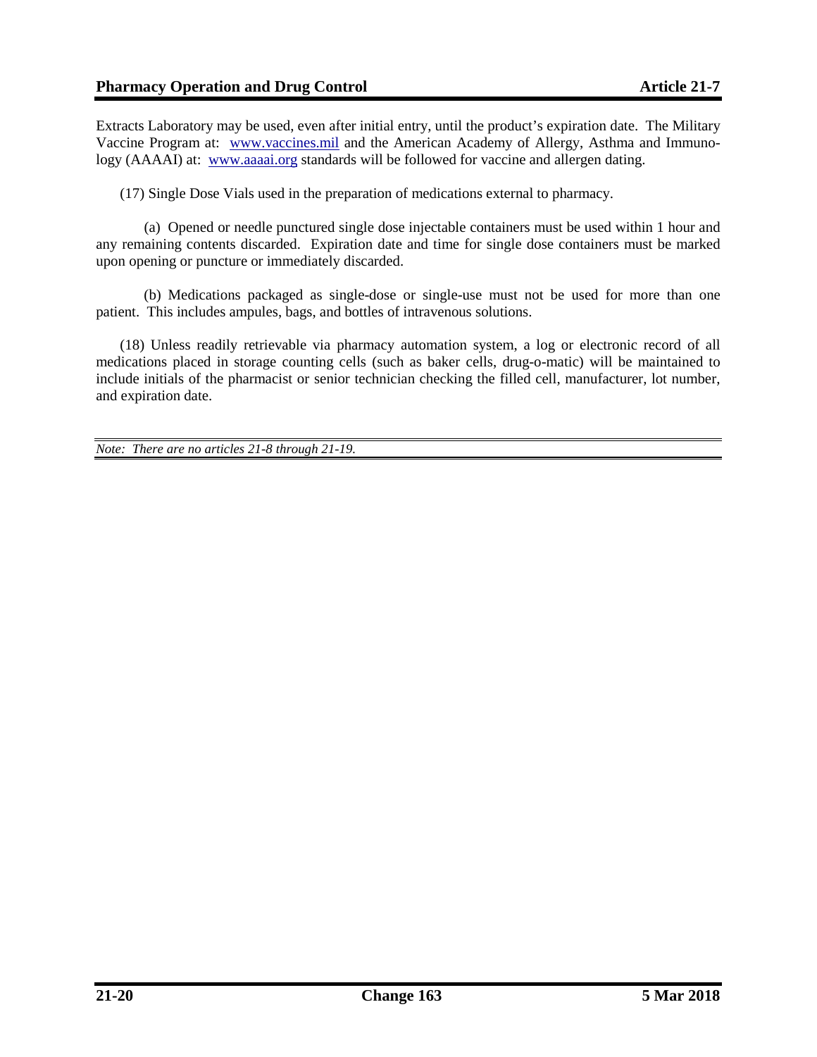Extracts Laboratory may be used, even after initial entry, until the product's expiration date. The Military Vaccine Program at: [www.vaccines.mil](http://www.vaccines.mil) and the American Academy of Allergy, Asthma and Immunology (AAAAI) at: [www.aaaai.org](http://www.aaaai.org) standards will be followed for vaccine and allergen dating.

(17) Single Dose Vials used in the preparation of medications external to pharmacy.

(a) Opened or needle punctured single dose injectable containers must be used within 1 hour and any remaining contents discarded. Expiration date and time for single dose containers must be marked upon opening or puncture or immediately discarded.

(b) Medications packaged as single-dose or single-use must not be used for more than one patient. This includes ampules, bags, and bottles of intravenous solutions.

(18) Unless readily retrievable via pharmacy automation system, a log or electronic record of all medications placed in storage counting cells (such as baker cells, drug-o-matic) will be maintained to include initials of the pharmacist or senior technician checking the filled cell, manufacturer, lot number, and expiration date.

---

*Note: There are no articles 21-8 through 21-19.*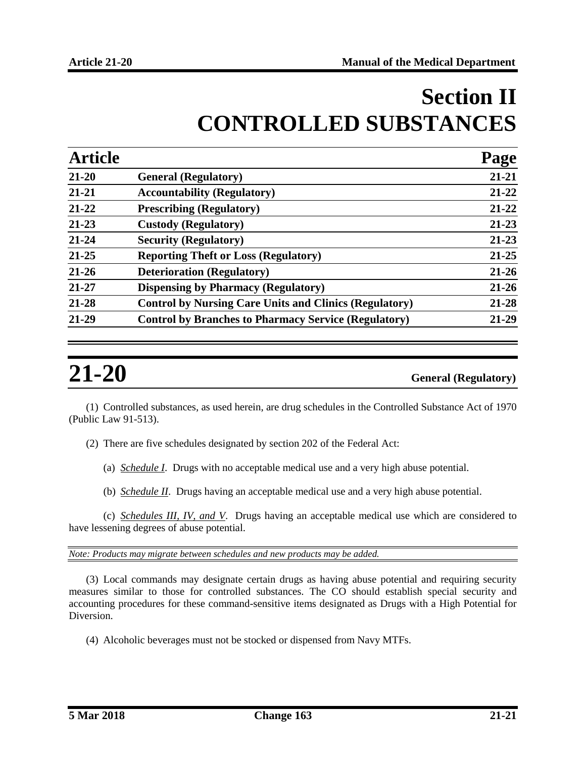# Section II CONTROLLED SUBSTANCES

| Article | | Page |
|---|---|---|
| 21-20 | General (Regulatory) | 21-21 |
| 21-21 | Accountability (Regulatory) | 21-22 |
| 21-22 | Prescribing (Regulatory) | 21-22 |
| 21-23 | Custody (Regulatory) | 21-23 |
| 21-24 | Security (Regulatory) | 21-23 |
| 21-25 | Reporting Theft or Loss (Regulatory) | 21-25 |
| 21-26 | Deterioration (Regulatory) | 21-26 |
| 21-27 | Dispensing by Pharmacy (Regulatory) | 21-26 |
| 21-28 | Control by Nursing Care Units and Clinics (Regulatory) | 21-28 |
| 21-29 | Control by Branches to Pharmacy Service (Regulatory) | 21-29 |

## 21-20 General (Regulatory)

(1) Controlled substances, as used herein, are drug schedules in the Controlled Substance Act of 1970 (Public Law 91-513).

(2) There are five schedules designated by section 202 of the Federal Act:

(a) *Schedule I*. Drugs with no acceptable medical use and a very high abuse potential.

(b) *Schedule II*. Drugs having an acceptable medical use and a very high abuse potential.

(c) *Schedules III, IV, and V*. Drugs having an acceptable medical use which are considered to have lessening degrees of abuse potential.

*Note: Products may migrate between schedules and new products may be added.*

(3) Local commands may designate certain drugs as having abuse potential and requiring security measures similar to those for controlled substances. The CO should establish special security and accounting procedures for these command-sensitive items designated as Drugs with a High Potential for Diversion.

(4) Alcoholic beverages must not be stocked or dispensed from Navy MTFs.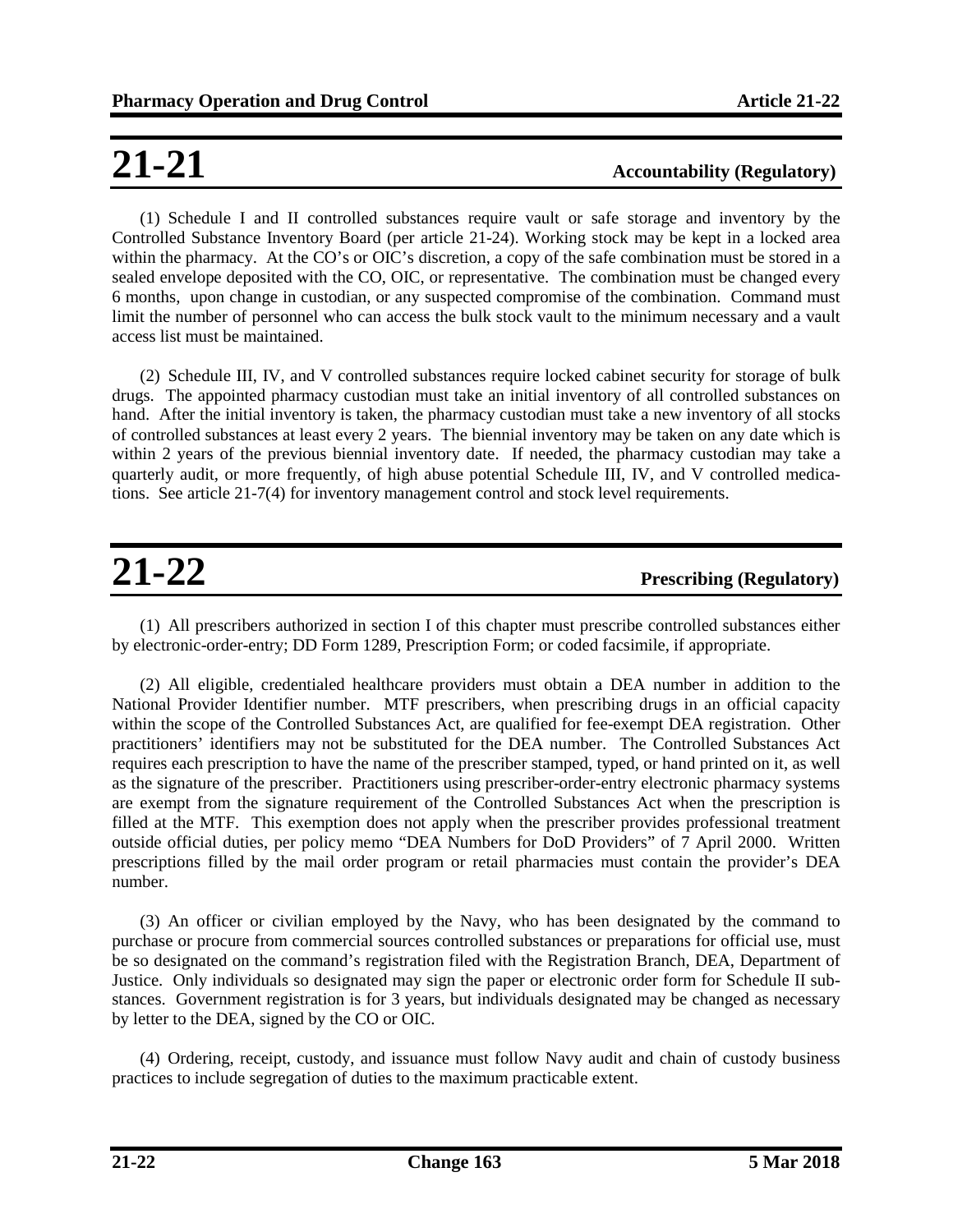## 21-21 Accountability (Regulatory)

(1) Schedule I and II controlled substances require vault or safe storage and inventory by the Controlled Substance Inventory Board (per article 21-24). Working stock may be kept in a locked area within the pharmacy. At the CO's or OIC's discretion, a copy of the safe combination must be stored in a sealed envelope deposited with the CO, OIC, or representative. The combination must be changed every 6 months, upon change in custodian, or any suspected compromise of the combination. Command must limit the number of personnel who can access the bulk stock vault to the minimum necessary and a vault access list must be maintained.

(2) Schedule III, IV, and V controlled substances require locked cabinet security for storage of bulk drugs. The appointed pharmacy custodian must take an initial inventory of all controlled substances on hand. After the initial inventory is taken, the pharmacy custodian must take a new inventory of all stocks of controlled substances at least every 2 years. The biennial inventory may be taken on any date which is within 2 years of the previous biennial inventory date. If needed, the pharmacy custodian may take a quarterly audit, or more frequently, of high abuse potential Schedule III, IV, and V controlled medications. See article 21-7(4) for inventory management control and stock level requirements.

## 21-22 Prescribing (Regulatory)

(1) All prescribers authorized in section I of this chapter must prescribe controlled substances either by electronic-order-entry; DD Form 1289, Prescription Form; or coded facsimile, if appropriate.

(2) All eligible, credentialed healthcare providers must obtain a DEA number in addition to the National Provider Identifier number. MTF prescribers, when prescribing drugs in an official capacity within the scope of the Controlled Substances Act, are qualified for fee-exempt DEA registration. Other practitioners' identifiers may not be substituted for the DEA number. The Controlled Substances Act requires each prescription to have the name of the prescriber stamped, typed, or hand printed on it, as well as the signature of the prescriber. Practitioners using prescriber-order-entry electronic pharmacy systems are exempt from the signature requirement of the Controlled Substances Act when the prescription is filled at the MTF. This exemption does not apply when the prescriber provides professional treatment outside official duties, per policy memo "DEA Numbers for DoD Providers" of 7 April 2000. Written prescriptions filled by the mail order program or retail pharmacies must contain the provider's DEA number.

(3) An officer or civilian employed by the Navy, who has been designated by the command to purchase or procure from commercial sources controlled substances or preparations for official use, must be so designated on the command's registration filed with the Registration Branch, DEA, Department of Justice. Only individuals so designated may sign the paper or electronic order form for Schedule II substances. Government registration is for 3 years, but individuals designated may be changed as necessary by letter to the DEA, signed by the CO or OIC.

(4) Ordering, receipt, custody, and issuance must follow Navy audit and chain of custody business practices to include segregation of duties to the maximum practicable extent.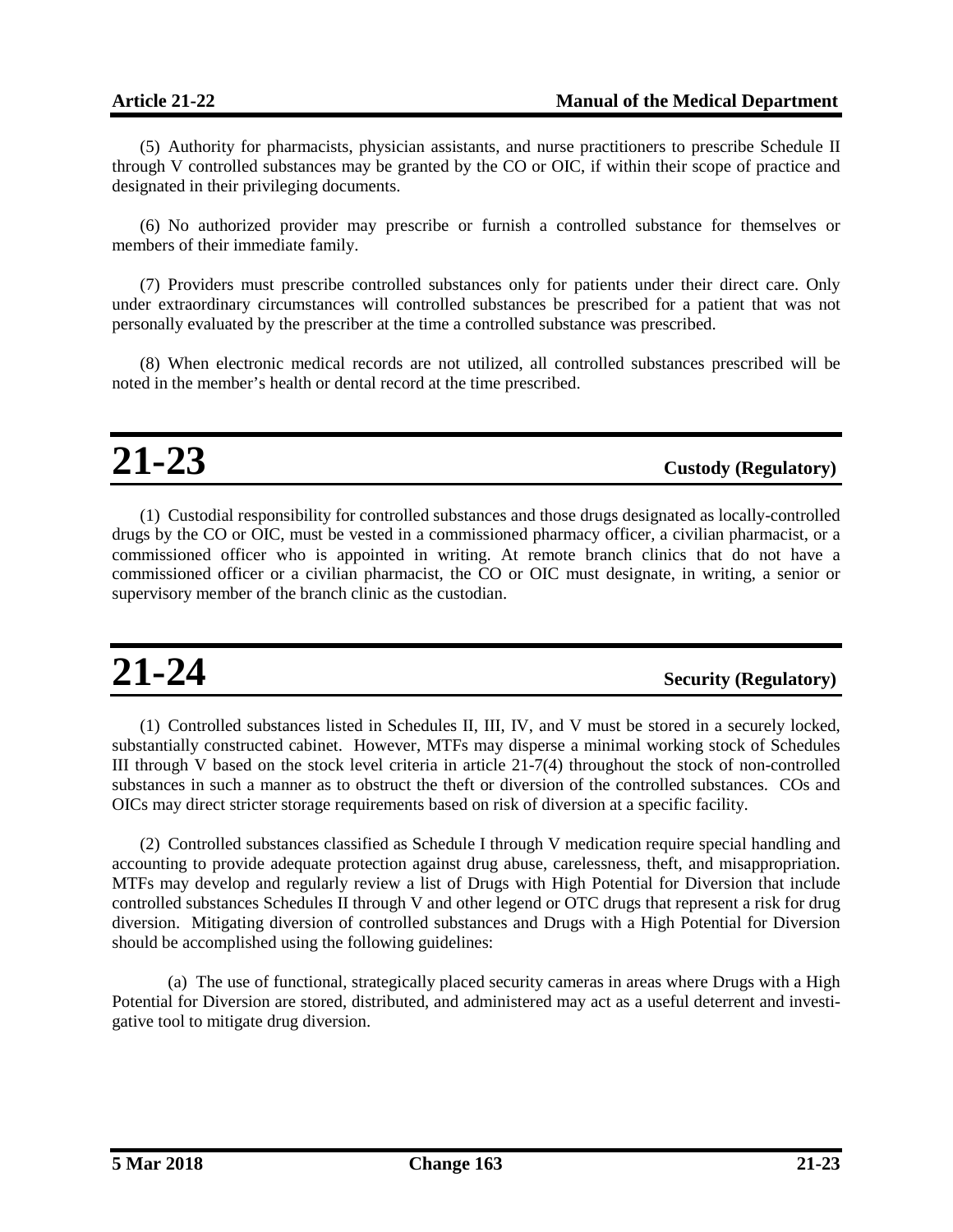(5) Authority for pharmacists, physician assistants, and nurse practitioners to prescribe Schedule II through V controlled substances may be granted by the CO or OIC, if within their scope of practice and designated in their privileging documents.

(6) No authorized provider may prescribe or furnish a controlled substance for themselves or members of their immediate family.

(7) Providers must prescribe controlled substances only for patients under their direct care. Only under extraordinary circumstances will controlled substances be prescribed for a patient that was not personally evaluated by the prescriber at the time a controlled substance was prescribed.

(8) When electronic medical records are not utilized, all controlled substances prescribed will be noted in the member's health or dental record at the time prescribed.

# 21-23 Custody (Regulatory)

(1) Custodial responsibility for controlled substances and those drugs designated as locally-controlled drugs by the CO or OIC, must be vested in a commissioned pharmacy officer, a civilian pharmacist, or a commissioned officer who is appointed in writing. At remote branch clinics that do not have a commissioned officer or a civilian pharmacist, the CO or OIC must designate, in writing, a senior or supervisory member of the branch clinic as the custodian.

# 21-24 Security (Regulatory)

(1) Controlled substances listed in Schedules II, III, IV, and V must be stored in a securely locked, substantially constructed cabinet. However, MTFs may disperse a minimal working stock of Schedules III through V based on the stock level criteria in article 21-7(4) throughout the stock of non-controlled substances in such a manner as to obstruct the theft or diversion of the controlled substances. COs and OICs may direct stricter storage requirements based on risk of diversion at a specific facility.

(2) Controlled substances classified as Schedule I through V medication require special handling and accounting to provide adequate protection against drug abuse, carelessness, theft, and misappropriation. MTFs may develop and regularly review a list of Drugs with High Potential for Diversion that include controlled substances Schedules II through V and other legend or OTC drugs that represent a risk for drug diversion. Mitigating diversion of controlled substances and Drugs with a High Potential for Diversion should be accomplished using the following guidelines:

(a) The use of functional, strategically placed security cameras in areas where Drugs with a High Potential for Diversion are stored, distributed, and administered may act as a useful deterrent and investigative tool to mitigate drug diversion.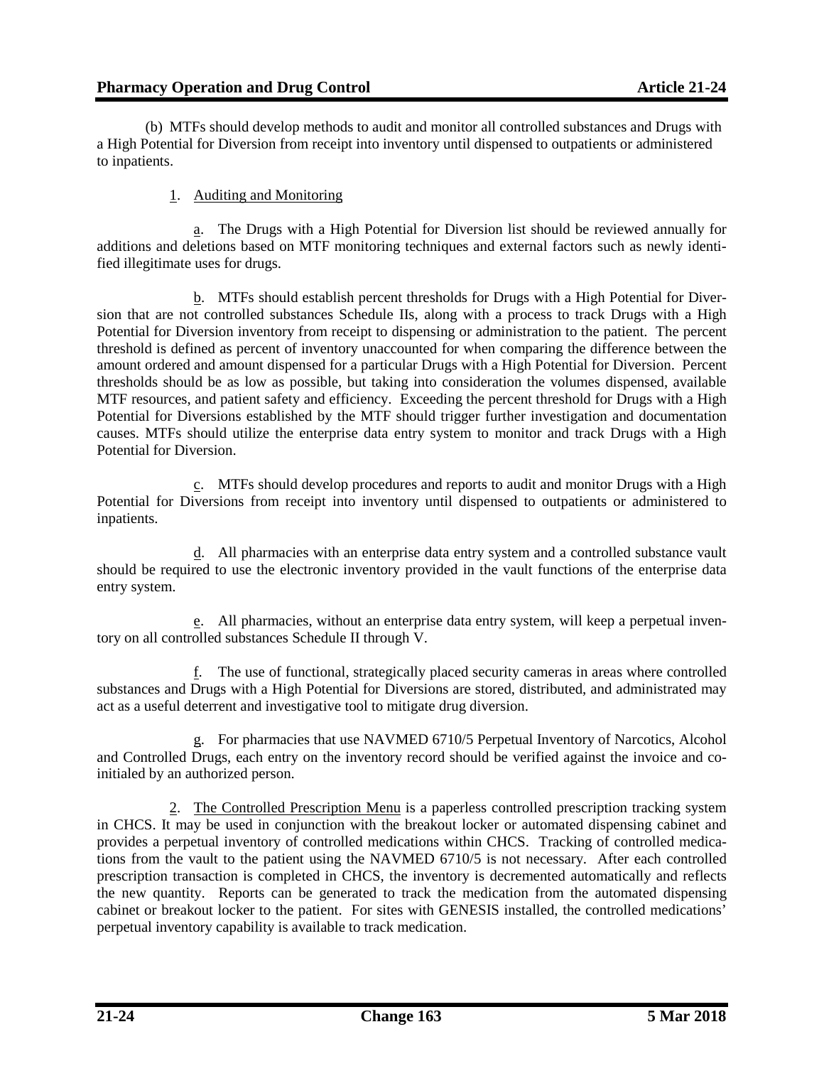(b) MTFs should develop methods to audit and monitor all controlled substances and Drugs with a High Potential for Diversion from receipt into inventory until dispensed to outpatients or administered to inpatients.

1. Auditing and Monitoring

a. The Drugs with a High Potential for Diversion list should be reviewed annually for additions and deletions based on MTF monitoring techniques and external factors such as newly identified illegitimate uses for drugs.

b. MTFs should establish percent thresholds for Drugs with a High Potential for Diversion that are not controlled substances Schedule IIs, along with a process to track Drugs with a High Potential for Diversion inventory from receipt to dispensing or administration to the patient. The percent threshold is defined as percent of inventory unaccounted for when comparing the difference between the amount ordered and amount dispensed for a particular Drugs with a High Potential for Diversion. Percent thresholds should be as low as possible, but taking into consideration the volumes dispensed, available MTF resources, and patient safety and efficiency. Exceeding the percent threshold for Drugs with a High Potential for Diversions established by the MTF should trigger further investigation and documentation causes. MTFs should utilize the enterprise data entry system to monitor and track Drugs with a High Potential for Diversion.

c. MTFs should develop procedures and reports to audit and monitor Drugs with a High Potential for Diversions from receipt into inventory until dispensed to outpatients or administered to inpatients.

d. All pharmacies with an enterprise data entry system and a controlled substance vault should be required to use the electronic inventory provided in the vault functions of the enterprise data entry system.

e. All pharmacies, without an enterprise data entry system, will keep a perpetual inventory on all controlled substances Schedule II through V.

f. The use of functional, strategically placed security cameras in areas where controlled substances and Drugs with a High Potential for Diversions are stored, distributed, and administrated may act as a useful deterrent and investigative tool to mitigate drug diversion.

g. For pharmacies that use NAVMED 6710/5 Perpetual Inventory of Narcotics, Alcohol and Controlled Drugs, each entry on the inventory record should be verified against the invoice and co-initialed by an authorized person.

2. The Controlled Prescription Menu is a paperless controlled prescription tracking system in CHCS. It may be used in conjunction with the breakout locker or automated dispensing cabinet and provides a perpetual inventory of controlled medications within CHCS. Tracking of controlled medications from the vault to the patient using the NAVMED 6710/5 is not necessary. After each controlled prescription transaction is completed in CHCS, the inventory is decremented automatically and reflects the new quantity. Reports can be generated to track the medication from the automated dispensing cabinet or breakout locker to the patient. For sites with GENESIS installed, the controlled medications' perpetual inventory capability is available to track medication.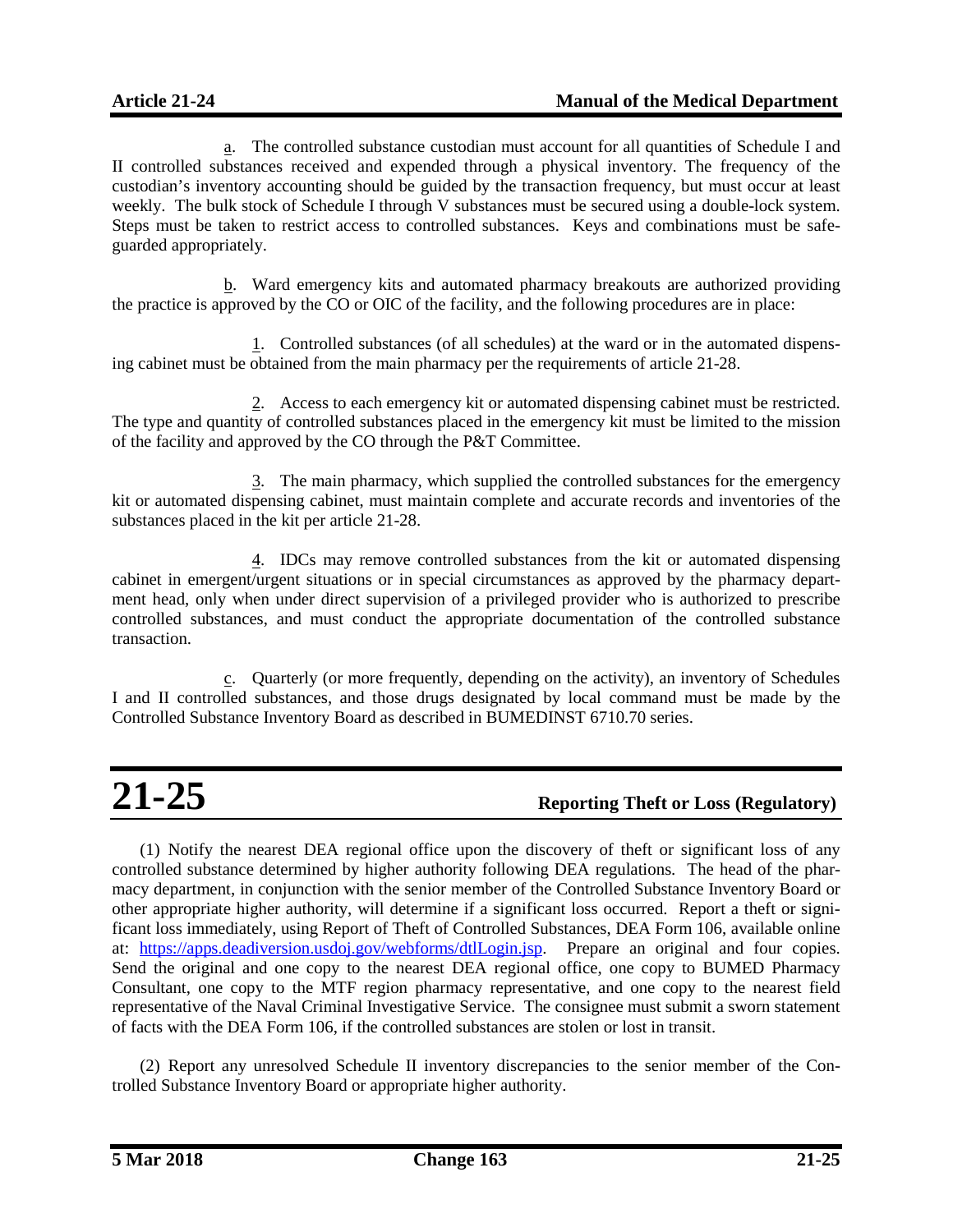a. The controlled substance custodian must account for all quantities of Schedule I and II controlled substances received and expended through a physical inventory. The frequency of the custodian's inventory accounting should be guided by the transaction frequency, but must occur at least weekly. The bulk stock of Schedule I through V substances must be secured using a double-lock system. Steps must be taken to restrict access to controlled substances. Keys and combinations must be safeguarded appropriately.

b. Ward emergency kits and automated pharmacy breakouts are authorized providing the practice is approved by the CO or OIC of the facility, and the following procedures are in place:

1. Controlled substances (of all schedules) at the ward or in the automated dispensing cabinet must be obtained from the main pharmacy per the requirements of article 21-28.

2. Access to each emergency kit or automated dispensing cabinet must be restricted. The type and quantity of controlled substances placed in the emergency kit must be limited to the mission of the facility and approved by the CO through the P&T Committee.

3. The main pharmacy, which supplied the controlled substances for the emergency kit or automated dispensing cabinet, must maintain complete and accurate records and inventories of the substances placed in the kit per article 21-28.

4. IDCs may remove controlled substances from the kit or automated dispensing cabinet in emergent/urgent situations or in special circumstances as approved by the pharmacy department head, only when under direct supervision of a privileged provider who is authorized to prescribe controlled substances, and must conduct the appropriate documentation of the controlled substance transaction.

c. Quarterly (or more frequently, depending on the activity), an inventory of Schedules I and II controlled substances, and those drugs designated by local command must be made by the Controlled Substance Inventory Board as described in BUMEDINST 6710.70 series.

# 21-25 Reporting Theft or Loss (Regulatory)

(1) Notify the nearest DEA regional office upon the discovery of theft or significant loss of any controlled substance determined by higher authority following DEA regulations. The head of the pharmacy department, in conjunction with the senior member of the Controlled Substance Inventory Board or other appropriate higher authority, will determine if a significant loss occurred. Report a theft or significant loss immediately, using Report of Theft of Controlled Substances, DEA Form 106, available online at: https://apps.deadiversion.usdoj.gov/webforms/dtlLogin.jsp. Prepare an original and four copies. Send the original and one copy to the nearest DEA regional office, one copy to BUMED Pharmacy Consultant, one copy to the MTF region pharmacy representative, and one copy to the nearest field representative of the Naval Criminal Investigative Service. The consignee must submit a sworn statement of facts with the DEA Form 106, if the controlled substances are stolen or lost in transit.

(2) Report any unresolved Schedule II inventory discrepancies to the senior member of the Controlled Substance Inventory Board or appropriate higher authority.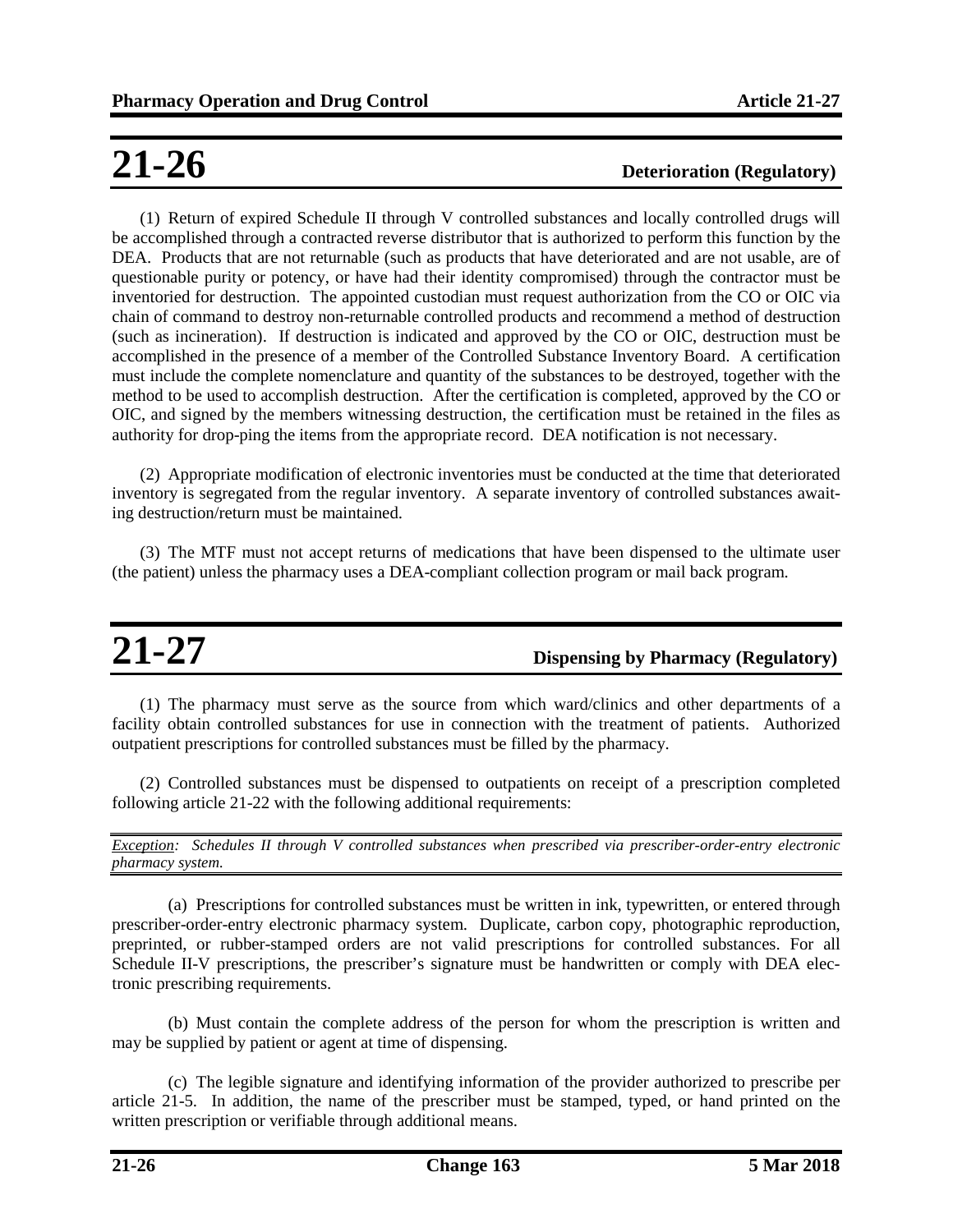# 21-26 Deterioration (Regulatory)

(1) Return of expired Schedule II through V controlled substances and locally controlled drugs will be accomplished through a contracted reverse distributor that is authorized to perform this function by the DEA. Products that are not returnable (such as products that have deteriorated and are not usable, are of questionable purity or potency, or have had their identity compromised) through the contractor must be inventoried for destruction. The appointed custodian must request authorization from the CO or OIC via chain of command to destroy non-returnable controlled products and recommend a method of destruction (such as incineration). If destruction is indicated and approved by the CO or OIC, destruction must be accomplished in the presence of a member of the Controlled Substance Inventory Board. A certification must include the complete nomenclature and quantity of the substances to be destroyed, together with the method to be used to accomplish destruction. After the certification is completed, approved by the CO or OIC, and signed by the members witnessing destruction, the certification must be retained in the files as authority for drop-ping the items from the appropriate record. DEA notification is not necessary.

(2) Appropriate modification of electronic inventories must be conducted at the time that deteriorated inventory is segregated from the regular inventory. A separate inventory of controlled substances awaiting destruction/return must be maintained.

(3) The MTF must not accept returns of medications that have been dispensed to the ultimate user (the patient) unless the pharmacy uses a DEA-compliant collection program or mail back program.

# 21-27 Dispensing by Pharmacy (Regulatory)

(1) The pharmacy must serve as the source from which ward/clinics and other departments of a facility obtain controlled substances for use in connection with the treatment of patients. Authorized outpatient prescriptions for controlled substances must be filled by the pharmacy.

(2) Controlled substances must be dispensed to outpatients on receipt of a prescription completed following article 21-22 with the following additional requirements:

*__Exception__: Schedules II through V controlled substances when prescribed via prescriber-order-entry electronic pharmacy system.*

(a) Prescriptions for controlled substances must be written in ink, typewritten, or entered through prescriber-order-entry electronic pharmacy system. Duplicate, carbon copy, photographic reproduction, preprinted, or rubber-stamped orders are not valid prescriptions for controlled substances. For all Schedule II-V prescriptions, the prescriber's signature must be handwritten or comply with DEA electronic prescribing requirements.

(b) Must contain the complete address of the person for whom the prescription is written and may be supplied by patient or agent at time of dispensing.

(c) The legible signature and identifying information of the provider authorized to prescribe per article 21-5. In addition, the name of the prescriber must be stamped, typed, or hand printed on the written prescription or verifiable through additional means.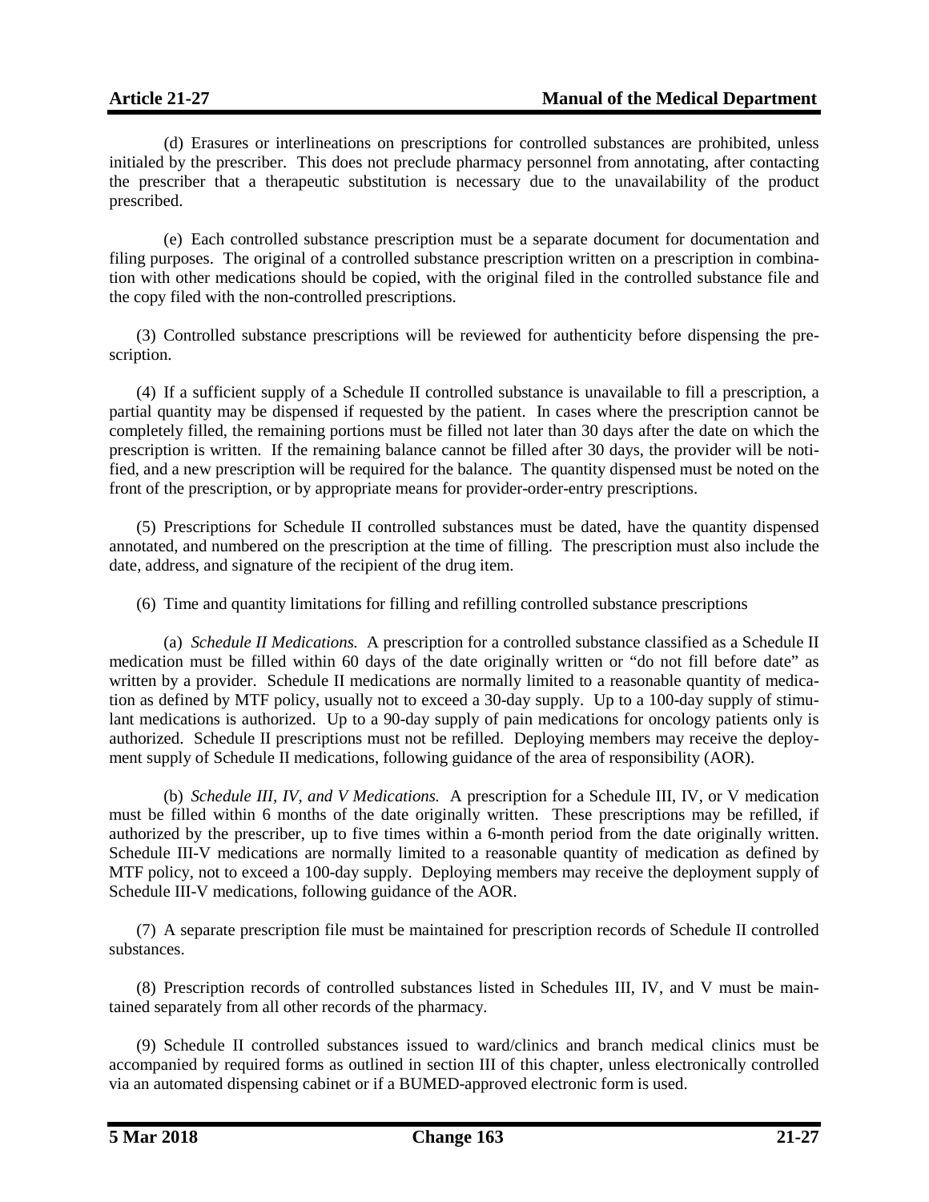(d) Erasures or interlineations on prescriptions for controlled substances are prohibited, unless initialed by the prescriber. This does not preclude pharmacy personnel from annotating, after contacting the prescriber that a therapeutic substitution is necessary due to the unavailability of the product prescribed.

(e) Each controlled substance prescription must be a separate document for documentation and filing purposes. The original of a controlled substance prescription written on a prescription in combination with other medications should be copied, with the original filed in the controlled substance file and the copy filed with the non-controlled prescriptions.

(3) Controlled substance prescriptions will be reviewed for authenticity before dispensing the prescription.

(4) If a sufficient supply of a Schedule II controlled substance is unavailable to fill a prescription, a partial quantity may be dispensed if requested by the patient. In cases where the prescription cannot be completely filled, the remaining portions must be filled not later than 30 days after the date on which the prescription is written. If the remaining balance cannot be filled after 30 days, the provider will be notified, and a new prescription will be required for the balance. The quantity dispensed must be noted on the front of the prescription, or by appropriate means for provider-order-entry prescriptions.

(5) Prescriptions for Schedule II controlled substances must be dated, have the quantity dispensed annotated, and numbered on the prescription at the time of filling. The prescription must also include the date, address, and signature of the recipient of the drug item.

(6) Time and quantity limitations for filling and refilling controlled substance prescriptions

(a) *Schedule II Medications.* A prescription for a controlled substance classified as a Schedule II medication must be filled within 60 days of the date originally written or "do not fill before date" as written by a provider. Schedule II medications are normally limited to a reasonable quantity of medication as defined by MTF policy, usually not to exceed a 30-day supply. Up to a 100-day supply of stimulant medications is authorized. Up to a 90-day supply of pain medications for oncology patients only is authorized. Schedule II prescriptions must not be refilled. Deploying members may receive the deployment supply of Schedule II medications, following guidance of the area of responsibility (AOR).

(b) *Schedule III, IV, and V Medications.* A prescription for a Schedule III, IV, or V medication must be filled within 6 months of the date originally written. These prescriptions may be refilled, if authorized by the prescriber, up to five times within a 6-month period from the date originally written. Schedule III-V medications are normally limited to a reasonable quantity of medication as defined by MTF policy, not to exceed a 100-day supply. Deploying members may receive the deployment supply of Schedule III-V medications, following guidance of the AOR.

(7) A separate prescription file must be maintained for prescription records of Schedule II controlled substances.

(8) Prescription records of controlled substances listed in Schedules III, IV, and V must be maintained separately from all other records of the pharmacy.

(9) Schedule II controlled substances issued to ward/clinics and branch medical clinics must be accompanied by required forms as outlined in section III of this chapter, unless electronically controlled via an automated dispensing cabinet or if a BUMED-approved electronic form is used.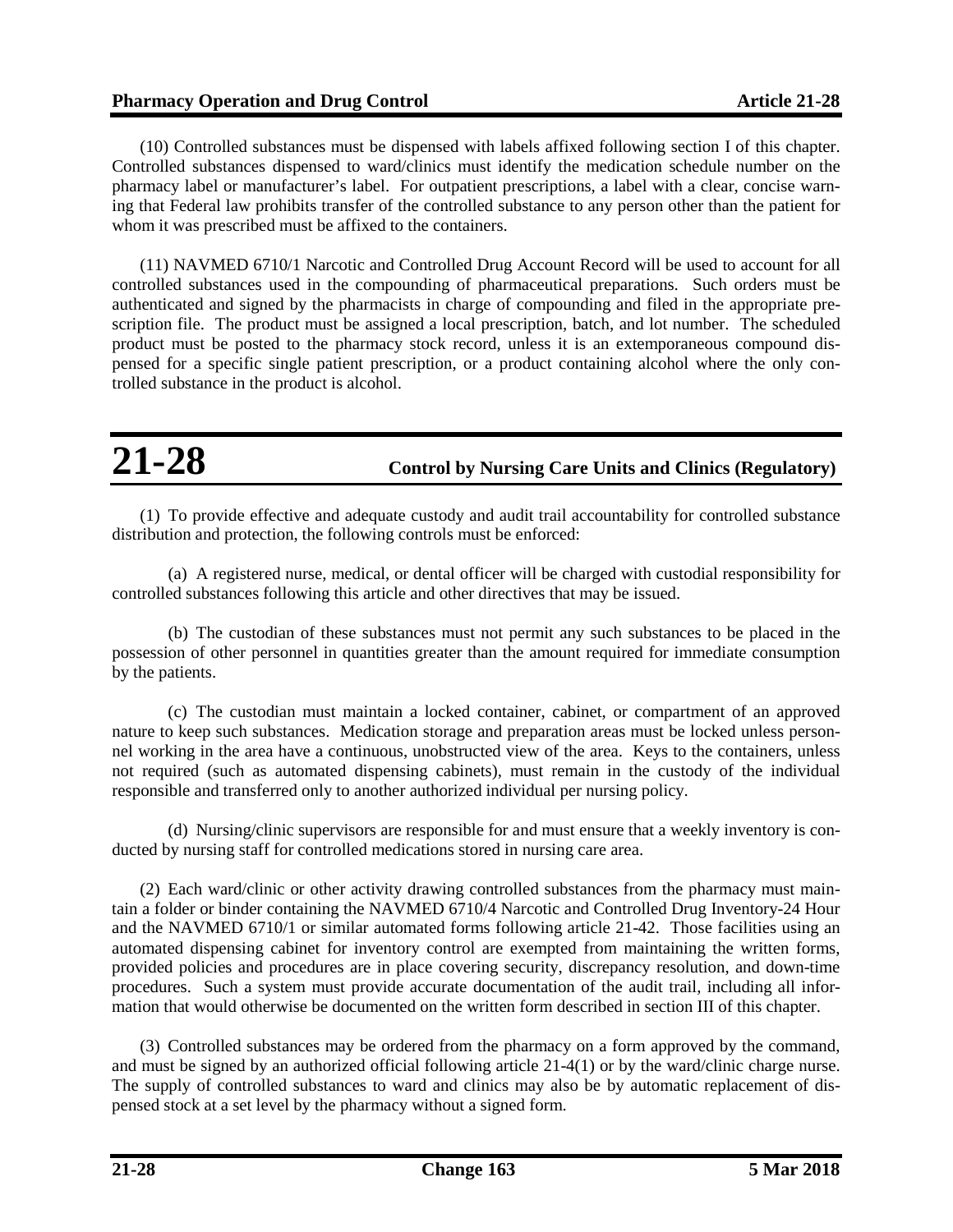(10) Controlled substances must be dispensed with labels affixed following section I of this chapter. Controlled substances dispensed to ward/clinics must identify the medication schedule number on the pharmacy label or manufacturer's label. For outpatient prescriptions, a label with a clear, concise warning that Federal law prohibits transfer of the controlled substance to any person other than the patient for whom it was prescribed must be affixed to the containers.

(11) NAVMED 6710/1 Narcotic and Controlled Drug Account Record will be used to account for all controlled substances used in the compounding of pharmaceutical preparations. Such orders must be authenticated and signed by the pharmacists in charge of compounding and filed in the appropriate prescription file. The product must be assigned a local prescription, batch, and lot number. The scheduled product must be posted to the pharmacy stock record, unless it is an extemporaneous compound dispensed for a specific single patient prescription, or a product containing alcohol where the only controlled substance in the product is alcohol.

# 21-28 Control by Nursing Care Units and Clinics (Regulatory)

(1) To provide effective and adequate custody and audit trail accountability for controlled substance distribution and protection, the following controls must be enforced:

(a) A registered nurse, medical, or dental officer will be charged with custodial responsibility for controlled substances following this article and other directives that may be issued.

(b) The custodian of these substances must not permit any such substances to be placed in the possession of other personnel in quantities greater than the amount required for immediate consumption by the patients.

(c) The custodian must maintain a locked container, cabinet, or compartment of an approved nature to keep such substances. Medication storage and preparation areas must be locked unless personnel working in the area have a continuous, unobstructed view of the area. Keys to the containers, unless not required (such as automated dispensing cabinets), must remain in the custody of the individual responsible and transferred only to another authorized individual per nursing policy.

(d) Nursing/clinic supervisors are responsible for and must ensure that a weekly inventory is conducted by nursing staff for controlled medications stored in nursing care area.

(2) Each ward/clinic or other activity drawing controlled substances from the pharmacy must maintain a folder or binder containing the NAVMED 6710/4 Narcotic and Controlled Drug Inventory-24 Hour and the NAVMED 6710/1 or similar automated forms following article 21-42. Those facilities using an automated dispensing cabinet for inventory control are exempted from maintaining the written forms, provided policies and procedures are in place covering security, discrepancy resolution, and down-time procedures. Such a system must provide accurate documentation of the audit trail, including all information that would otherwise be documented on the written form described in section III of this chapter.

(3) Controlled substances may be ordered from the pharmacy on a form approved by the command, and must be signed by an authorized official following article 21-4(1) or by the ward/clinic charge nurse. The supply of controlled substances to ward and clinics may also be by automatic replacement of dispensed stock at a set level by the pharmacy without a signed form.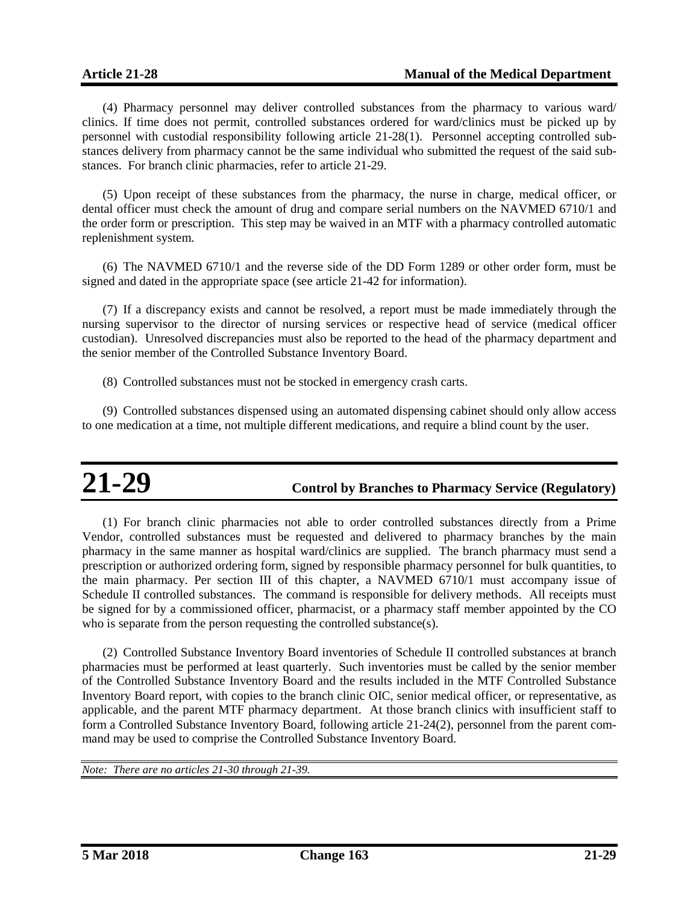(4) Pharmacy personnel may deliver controlled substances from the pharmacy to various ward/clinics. If time does not permit, controlled substances ordered for ward/clinics must be picked up by personnel with custodial responsibility following article 21-28(1). Personnel accepting controlled substances delivery from pharmacy cannot be the same individual who submitted the request of the said substances. For branch clinic pharmacies, refer to article 21-29.

(5) Upon receipt of these substances from the pharmacy, the nurse in charge, medical officer, or dental officer must check the amount of drug and compare serial numbers on the NAVMED 6710/1 and the order form or prescription. This step may be waived in an MTF with a pharmacy controlled automatic replenishment system.

(6) The NAVMED 6710/1 and the reverse side of the DD Form 1289 or other order form, must be signed and dated in the appropriate space (see article 21-42 for information).

(7) If a discrepancy exists and cannot be resolved, a report must be made immediately through the nursing supervisor to the director of nursing services or respective head of service (medical officer custodian). Unresolved discrepancies must also be reported to the head of the pharmacy department and the senior member of the Controlled Substance Inventory Board.

(8) Controlled substances must not be stocked in emergency crash carts.

(9) Controlled substances dispensed using an automated dispensing cabinet should only allow access to one medication at a time, not multiple different medications, and require a blind count by the user.

# 21-29 Control by Branches to Pharmacy Service (Regulatory)

(1) For branch clinic pharmacies not able to order controlled substances directly from a Prime Vendor, controlled substances must be requested and delivered to pharmacy branches by the main pharmacy in the same manner as hospital ward/clinics are supplied. The branch pharmacy must send a prescription or authorized ordering form, signed by responsible pharmacy personnel for bulk quantities, to the main pharmacy. Per section III of this chapter, a NAVMED 6710/1 must accompany issue of Schedule II controlled substances. The command is responsible for delivery methods. All receipts must be signed for by a commissioned officer, pharmacist, or a pharmacy staff member appointed by the CO who is separate from the person requesting the controlled substance(s).

(2) Controlled Substance Inventory Board inventories of Schedule II controlled substances at branch pharmacies must be performed at least quarterly. Such inventories must be called by the senior member of the Controlled Substance Inventory Board and the results included in the MTF Controlled Substance Inventory Board report, with copies to the branch clinic OIC, senior medical officer, or representative, as applicable, and the parent MTF pharmacy department. At those branch clinics with insufficient staff to form a Controlled Substance Inventory Board, following article 21-24(2), personnel from the parent command may be used to comprise the Controlled Substance Inventory Board.

*Note: There are no articles 21-30 through 21-39.*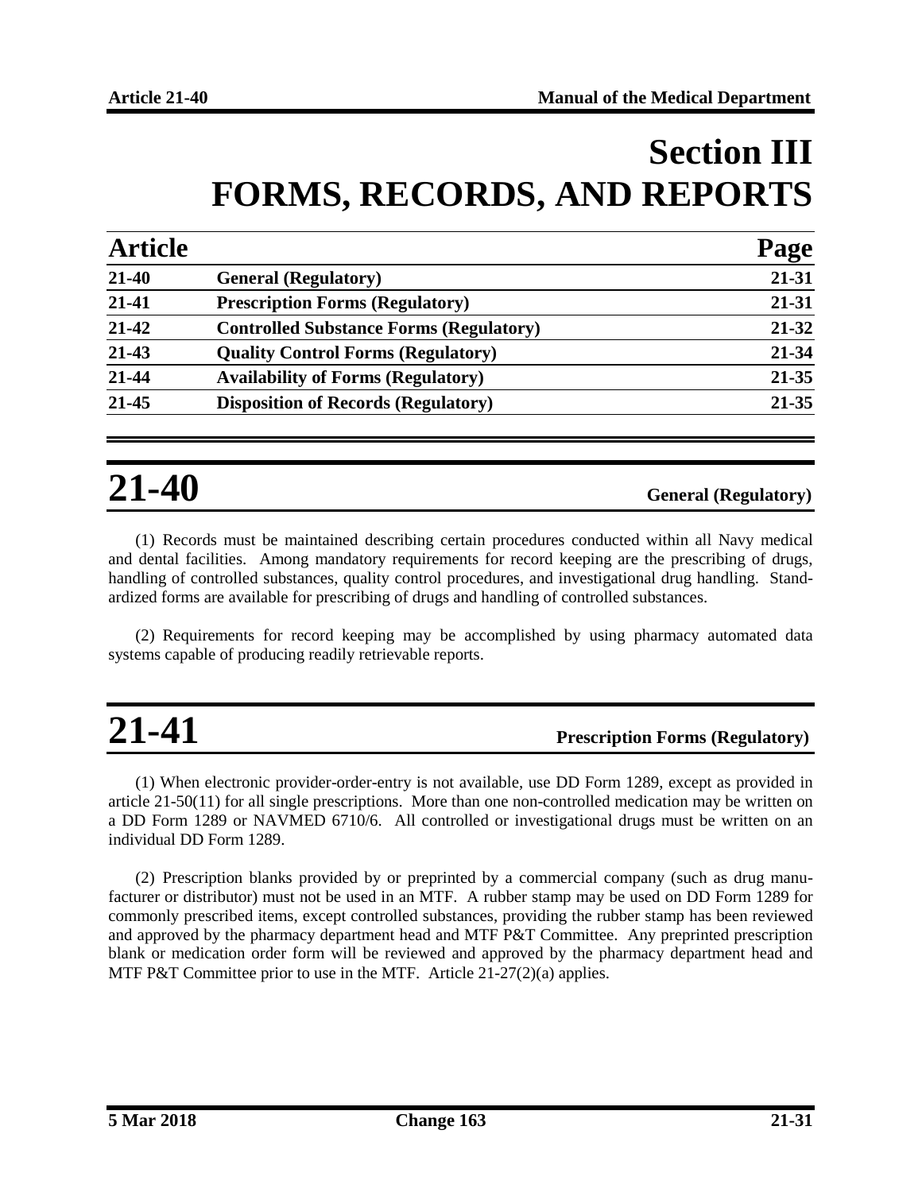# Section III
# FORMS, RECORDS, AND REPORTS

| Article | | Page |
|---|---|---|
| 21-40 | General (Regulatory) | 21-31 |
| 21-41 | Prescription Forms (Regulatory) | 21-31 |
| 21-42 | Controlled Substance Forms (Regulatory) | 21-32 |
| 21-43 | Quality Control Forms (Regulatory) | 21-34 |
| 21-44 | Availability of Forms (Regulatory) | 21-35 |
| 21-45 | Disposition of Records (Regulatory) | 21-35 |

## 21-40 General (Regulatory)

(1) Records must be maintained describing certain procedures conducted within all Navy medical and dental facilities. Among mandatory requirements for record keeping are the prescribing of drugs, handling of controlled substances, quality control procedures, and investigational drug handling. Standardized forms are available for prescribing of drugs and handling of controlled substances.

(2) Requirements for record keeping may be accomplished by using pharmacy automated data systems capable of producing readily retrievable reports.

## 21-41 Prescription Forms (Regulatory)

(1) When electronic provider-order-entry is not available, use DD Form 1289, except as provided in article 21-50(11) for all single prescriptions. More than one non-controlled medication may be written on a DD Form 1289 or NAVMED 6710/6. All controlled or investigational drugs must be written on an individual DD Form 1289.

(2) Prescription blanks provided by or preprinted by a commercial company (such as drug manufacturer or distributor) must not be used in an MTF. A rubber stamp may be used on DD Form 1289 for commonly prescribed items, except controlled substances, providing the rubber stamp has been reviewed and approved by the pharmacy department head and MTF P&T Committee. Any preprinted prescription blank or medication order form will be reviewed and approved by the pharmacy department head and MTF P&T Committee prior to use in the MTF. Article 21-27(2)(a) applies.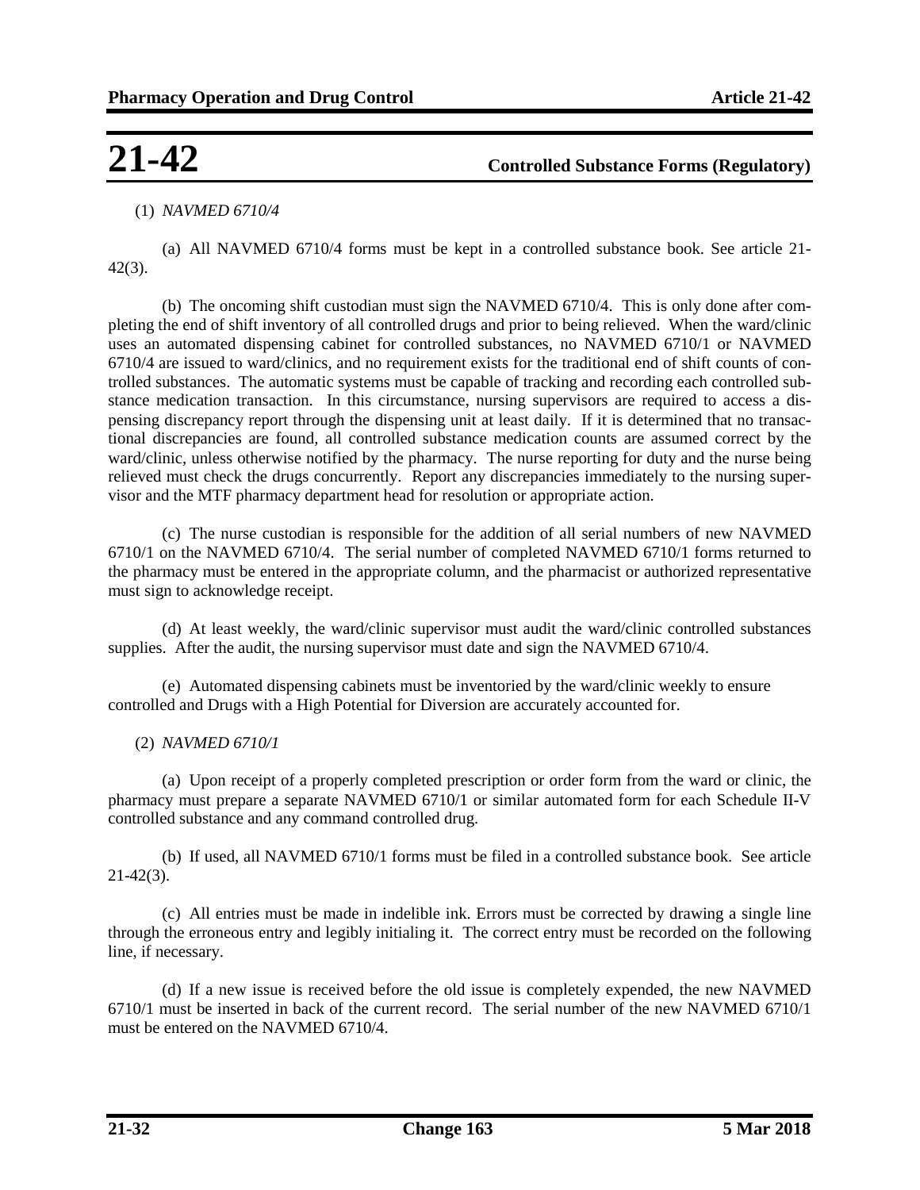# 21-42 Controlled Substance Forms (Regulatory)

(1) *NAVMED 6710/4*

(a) All NAVMED 6710/4 forms must be kept in a controlled substance book. See article 21-42(3).

(b) The oncoming shift custodian must sign the NAVMED 6710/4. This is only done after completing the end of shift inventory of all controlled drugs and prior to being relieved. When the ward/clinic uses an automated dispensing cabinet for controlled substances, no NAVMED 6710/1 or NAVMED 6710/4 are issued to ward/clinics, and no requirement exists for the traditional end of shift counts of controlled substances. The automatic systems must be capable of tracking and recording each controlled substance medication transaction. In this circumstance, nursing supervisors are required to access a dispensing discrepancy report through the dispensing unit at least daily. If it is determined that no transactional discrepancies are found, all controlled substance medication counts are assumed correct by the ward/clinic, unless otherwise notified by the pharmacy. The nurse reporting for duty and the nurse being relieved must check the drugs concurrently. Report any discrepancies immediately to the nursing supervisor and the MTF pharmacy department head for resolution or appropriate action.

(c) The nurse custodian is responsible for the addition of all serial numbers of new NAVMED 6710/1 on the NAVMED 6710/4. The serial number of completed NAVMED 6710/1 forms returned to the pharmacy must be entered in the appropriate column, and the pharmacist or authorized representative must sign to acknowledge receipt.

(d) At least weekly, the ward/clinic supervisor must audit the ward/clinic controlled substances supplies. After the audit, the nursing supervisor must date and sign the NAVMED 6710/4.

(e) Automated dispensing cabinets must be inventoried by the ward/clinic weekly to ensure controlled and Drugs with a High Potential for Diversion are accurately accounted for.

(2) *NAVMED 6710/1*

(a) Upon receipt of a properly completed prescription or order form from the ward or clinic, the pharmacy must prepare a separate NAVMED 6710/1 or similar automated form for each Schedule II-V controlled substance and any command controlled drug.

(b) If used, all NAVMED 6710/1 forms must be filed in a controlled substance book. See article 21-42(3).

(c) All entries must be made in indelible ink. Errors must be corrected by drawing a single line through the erroneous entry and legibly initialing it. The correct entry must be recorded on the following line, if necessary.

(d) If a new issue is received before the old issue is completely expended, the new NAVMED 6710/1 must be inserted in back of the current record. The serial number of the new NAVMED 6710/1 must be entered on the NAVMED 6710/4.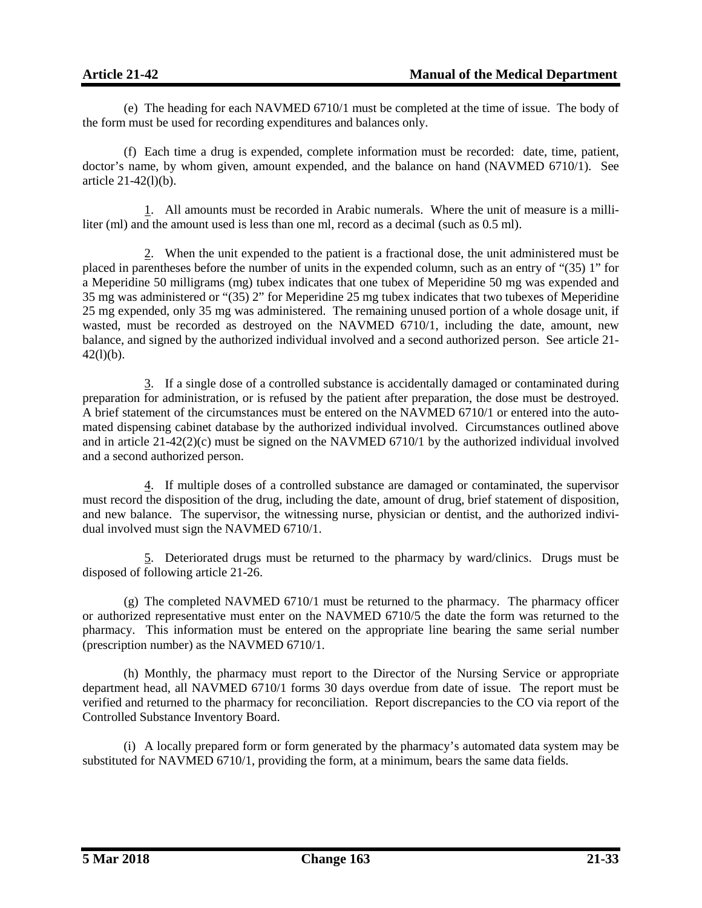(e) The heading for each NAVMED 6710/1 must be completed at the time of issue. The body of the form must be used for recording expenditures and balances only.

(f) Each time a drug is expended, complete information must be recorded: date, time, patient, doctor's name, by whom given, amount expended, and the balance on hand (NAVMED 6710/1). See article 21-42(l)(b).

1. All amounts must be recorded in Arabic numerals. Where the unit of measure is a milliliter (ml) and the amount used is less than one ml, record as a decimal (such as 0.5 ml).

2. When the unit expended to the patient is a fractional dose, the unit administered must be placed in parentheses before the number of units in the expended column, such as an entry of "(35) 1" for a Meperidine 50 milligrams (mg) tubex indicates that one tubex of Meperidine 50 mg was expended and 35 mg was administered or "(35) 2" for Meperidine 25 mg tubex indicates that two tubexes of Meperidine 25 mg expended, only 35 mg was administered. The remaining unused portion of a whole dosage unit, if wasted, must be recorded as destroyed on the NAVMED 6710/1, including the date, amount, new balance, and signed by the authorized individual involved and a second authorized person. See article 21-42(l)(b).

3. If a single dose of a controlled substance is accidentally damaged or contaminated during preparation for administration, or is refused by the patient after preparation, the dose must be destroyed. A brief statement of the circumstances must be entered on the NAVMED 6710/1 or entered into the automated dispensing cabinet database by the authorized individual involved. Circumstances outlined above and in article 21-42(2)(c) must be signed on the NAVMED 6710/1 by the authorized individual involved and a second authorized person.

4. If multiple doses of a controlled substance are damaged or contaminated, the supervisor must record the disposition of the drug, including the date, amount of drug, brief statement of disposition, and new balance. The supervisor, the witnessing nurse, physician or dentist, and the authorized individual involved must sign the NAVMED 6710/1.

5. Deteriorated drugs must be returned to the pharmacy by ward/clinics. Drugs must be disposed of following article 21-26.

(g) The completed NAVMED 6710/1 must be returned to the pharmacy. The pharmacy officer or authorized representative must enter on the NAVMED 6710/5 the date the form was returned to the pharmacy. This information must be entered on the appropriate line bearing the same serial number (prescription number) as the NAVMED 6710/1.

(h) Monthly, the pharmacy must report to the Director of the Nursing Service or appropriate department head, all NAVMED 6710/1 forms 30 days overdue from date of issue. The report must be verified and returned to the pharmacy for reconciliation. Report discrepancies to the CO via report of the Controlled Substance Inventory Board.

(i) A locally prepared form or form generated by the pharmacy's automated data system may be substituted for NAVMED 6710/1, providing the form, at a minimum, bears the same data fields.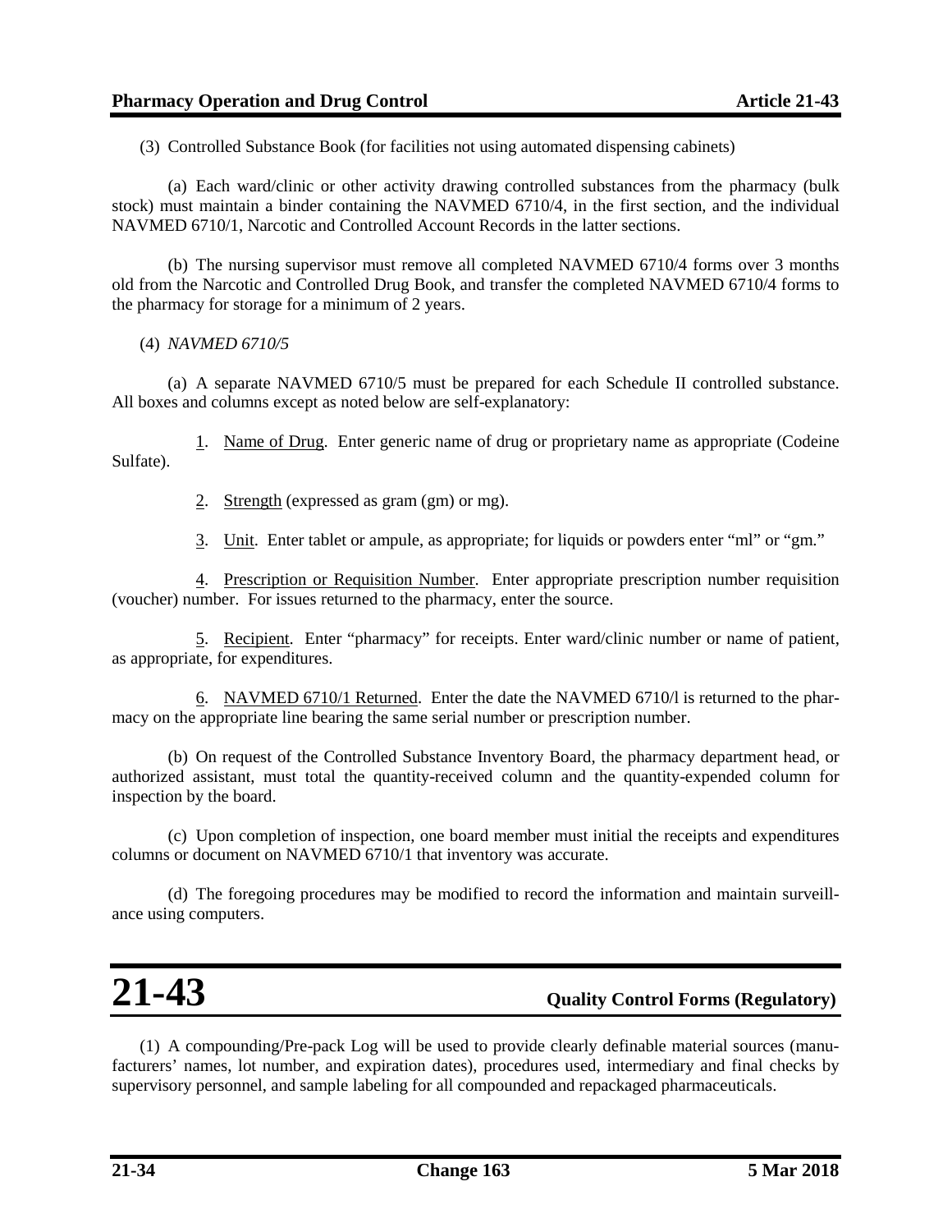(3) Controlled Substance Book (for facilities not using automated dispensing cabinets)

(a) Each ward/clinic or other activity drawing controlled substances from the pharmacy (bulk stock) must maintain a binder containing the NAVMED 6710/4, in the first section, and the individual NAVMED 6710/1, Narcotic and Controlled Account Records in the latter sections.

(b) The nursing supervisor must remove all completed NAVMED 6710/4 forms over 3 months old from the Narcotic and Controlled Drug Book, and transfer the completed NAVMED 6710/4 forms to the pharmacy for storage for a minimum of 2 years.

(4) *NAVMED 6710/5*

(a) A separate NAVMED 6710/5 must be prepared for each Schedule II controlled substance. All boxes and columns except as noted below are self-explanatory:

1. Name of Drug. Enter generic name of drug or proprietary name as appropriate (Codeine Sulfate).

2. Strength (expressed as gram (gm) or mg).

3. Unit. Enter tablet or ampule, as appropriate; for liquids or powders enter "ml" or "gm."

4. Prescription or Requisition Number. Enter appropriate prescription number requisition (voucher) number. For issues returned to the pharmacy, enter the source.

5. Recipient. Enter "pharmacy" for receipts. Enter ward/clinic number or name of patient, as appropriate, for expenditures.

6. NAVMED 6710/1 Returned. Enter the date the NAVMED 6710/l is returned to the pharmacy on the appropriate line bearing the same serial number or prescription number.

(b) On request of the Controlled Substance Inventory Board, the pharmacy department head, or authorized assistant, must total the quantity-received column and the quantity-expended column for inspection by the board.

(c) Upon completion of inspection, one board member must initial the receipts and expenditures columns or document on NAVMED 6710/1 that inventory was accurate.

(d) The foregoing procedures may be modified to record the information and maintain surveillance using computers.

# 21-43 Quality Control Forms (Regulatory)

(1) A compounding/Pre-pack Log will be used to provide clearly definable material sources (manufacturers' names, lot number, and expiration dates), procedures used, intermediary and final checks by supervisory personnel, and sample labeling for all compounded and repackaged pharmaceuticals.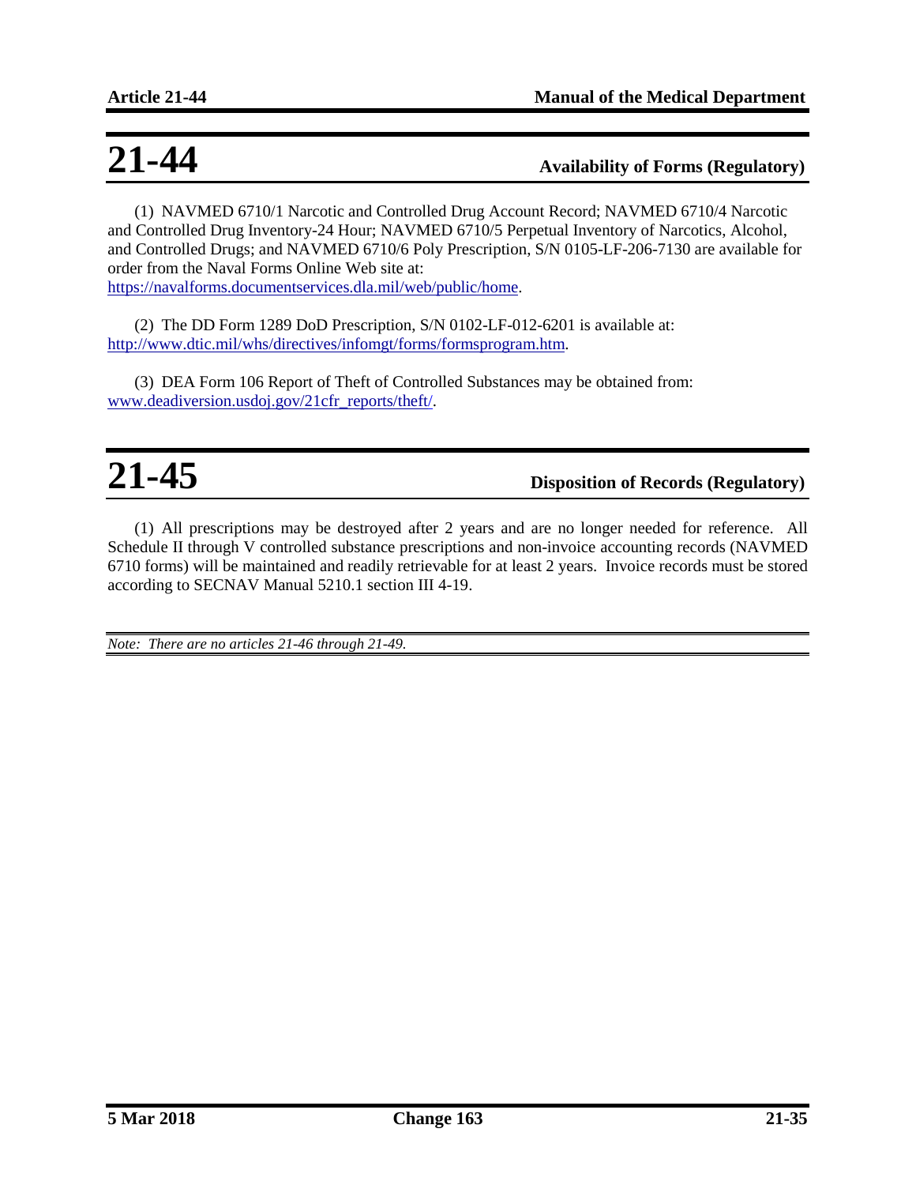## 21-44 Availability of Forms (Regulatory)

(1) NAVMED 6710/1 Narcotic and Controlled Drug Account Record; NAVMED 6710/4 Narcotic and Controlled Drug Inventory-24 Hour; NAVMED 6710/5 Perpetual Inventory of Narcotics, Alcohol, and Controlled Drugs; and NAVMED 6710/6 Poly Prescription, S/N 0105-LF-206-7130 are available for order from the Naval Forms Online Web site at: https://navalforms.documentservices.dla.mil/web/public/home.

(2) The DD Form 1289 DoD Prescription, S/N 0102-LF-012-6201 is available at: http://www.dtic.mil/whs/directives/infomgt/forms/formsprogram.htm.

(3) DEA Form 106 Report of Theft of Controlled Substances may be obtained from: www.deadiversion.usdoj.gov/21cfr_reports/theft/.

## 21-45 Disposition of Records (Regulatory)

(1) All prescriptions may be destroyed after 2 years and are no longer needed for reference. All Schedule II through V controlled substance prescriptions and non-invoice accounting records (NAVMED 6710 forms) will be maintained and readily retrievable for at least 2 years. Invoice records must be stored according to SECNAV Manual 5210.1 section III 4-19.

*Note: There are no articles 21-46 through 21-49.*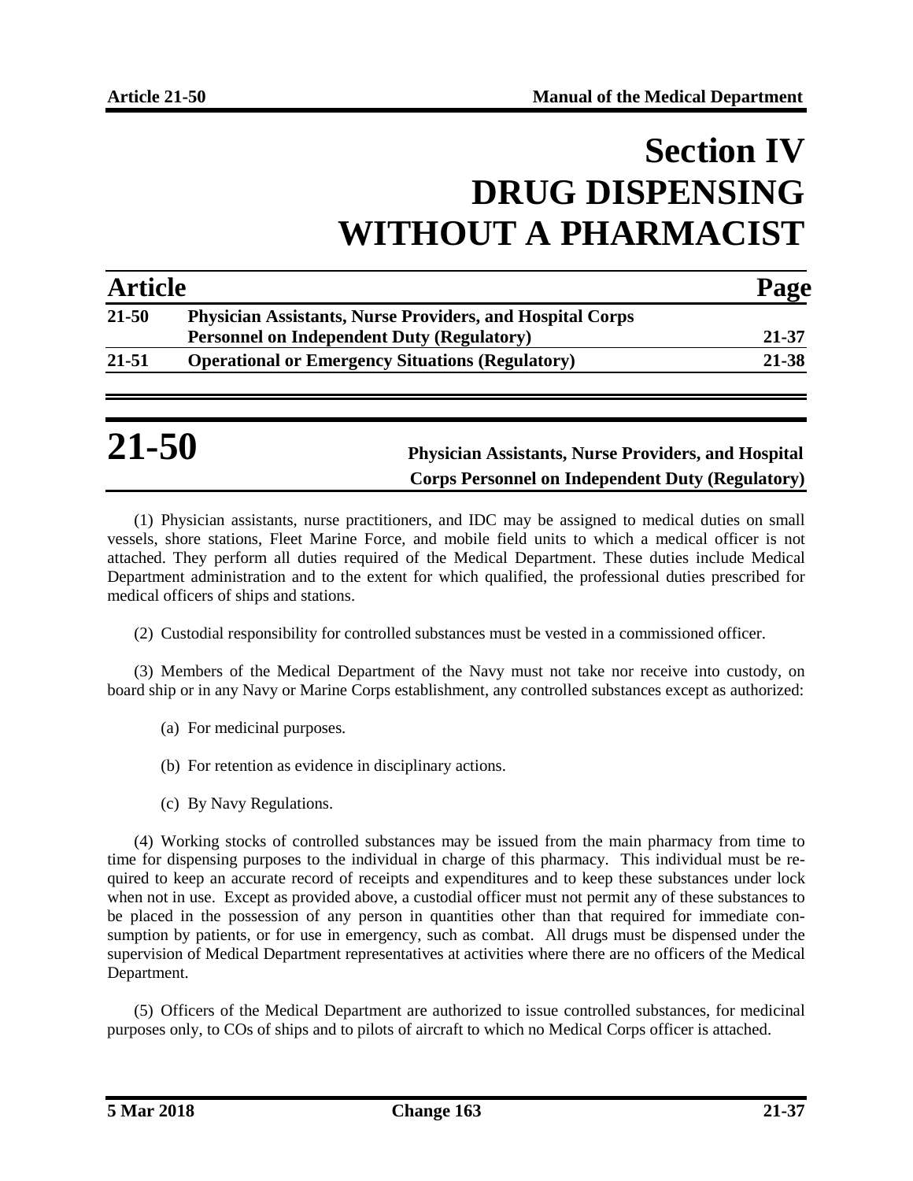# Section IV DRUG DISPENSING WITHOUT A PHARMACIST

| Article | | Page |
|---|---|---|
| 21-50 | Physician Assistants, Nurse Providers, and Hospital Corps Personnel on Independent Duty (Regulatory) | 21-37 |
| 21-51 | Operational or Emergency Situations (Regulatory) | 21-38 |

## 21-50 Physician Assistants, Nurse Providers, and Hospital Corps Personnel on Independent Duty (Regulatory)

(1) Physician assistants, nurse practitioners, and IDC may be assigned to medical duties on small vessels, shore stations, Fleet Marine Force, and mobile field units to which a medical officer is not attached. They perform all duties required of the Medical Department. These duties include Medical Department administration and to the extent for which qualified, the professional duties prescribed for medical officers of ships and stations.

(2) Custodial responsibility for controlled substances must be vested in a commissioned officer.

(3) Members of the Medical Department of the Navy must not take nor receive into custody, on board ship or in any Navy or Marine Corps establishment, any controlled substances except as authorized:

(a) For medicinal purposes.

(b) For retention as evidence in disciplinary actions.

(c) By Navy Regulations.

(4) Working stocks of controlled substances may be issued from the main pharmacy from time to time for dispensing purposes to the individual in charge of this pharmacy. This individual must be required to keep an accurate record of receipts and expenditures and to keep these substances under lock when not in use. Except as provided above, a custodial officer must not permit any of these substances to be placed in the possession of any person in quantities other than that required for immediate consumption by patients, or for use in emergency, such as combat. All drugs must be dispensed under the supervision of Medical Department representatives at activities where there are no officers of the Medical Department.

(5) Officers of the Medical Department are authorized to issue controlled substances, for medicinal purposes only, to COs of ships and to pilots of aircraft to which no Medical Corps officer is attached.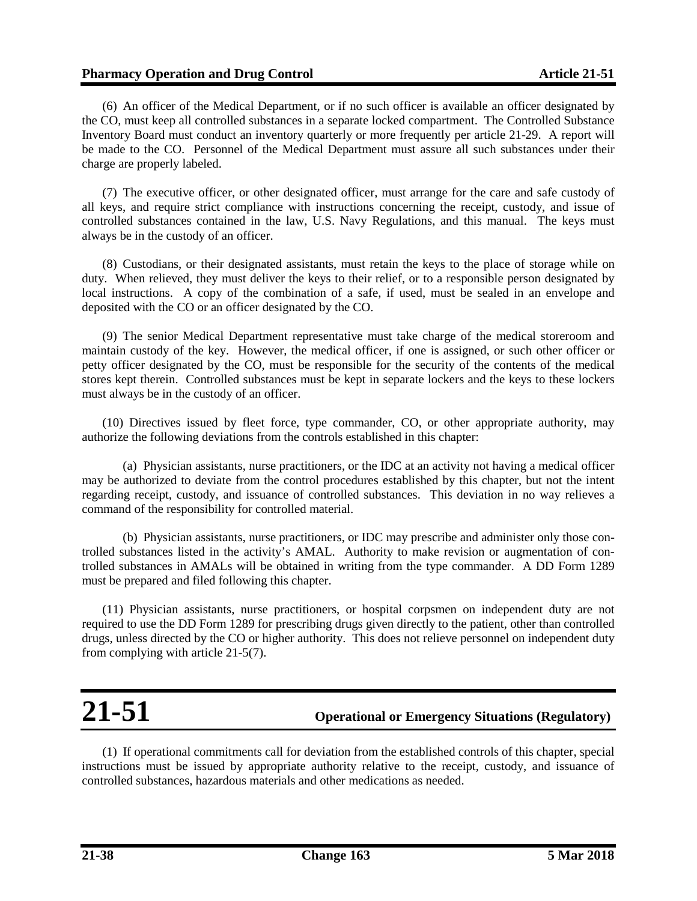(6) An officer of the Medical Department, or if no such officer is available an officer designated by the CO, must keep all controlled substances in a separate locked compartment. The Controlled Substance Inventory Board must conduct an inventory quarterly or more frequently per article 21-29. A report will be made to the CO. Personnel of the Medical Department must assure all such substances under their charge are properly labeled.

(7) The executive officer, or other designated officer, must arrange for the care and safe custody of all keys, and require strict compliance with instructions concerning the receipt, custody, and issue of controlled substances contained in the law, U.S. Navy Regulations, and this manual. The keys must always be in the custody of an officer.

(8) Custodians, or their designated assistants, must retain the keys to the place of storage while on duty. When relieved, they must deliver the keys to their relief, or to a responsible person designated by local instructions. A copy of the combination of a safe, if used, must be sealed in an envelope and deposited with the CO or an officer designated by the CO.

(9) The senior Medical Department representative must take charge of the medical storeroom and maintain custody of the key. However, the medical officer, if one is assigned, or such other officer or petty officer designated by the CO, must be responsible for the security of the contents of the medical stores kept therein. Controlled substances must be kept in separate lockers and the keys to these lockers must always be in the custody of an officer.

(10) Directives issued by fleet force, type commander, CO, or other appropriate authority, may authorize the following deviations from the controls established in this chapter:

(a) Physician assistants, nurse practitioners, or the IDC at an activity not having a medical officer may be authorized to deviate from the control procedures established by this chapter, but not the intent regarding receipt, custody, and issuance of controlled substances. This deviation in no way relieves a command of the responsibility for controlled material.

(b) Physician assistants, nurse practitioners, or IDC may prescribe and administer only those controlled substances listed in the activity's AMAL. Authority to make revision or augmentation of controlled substances in AMALs will be obtained in writing from the type commander. A DD Form 1289 must be prepared and filed following this chapter.

(11) Physician assistants, nurse practitioners, or hospital corpsmen on independent duty are not required to use the DD Form 1289 for prescribing drugs given directly to the patient, other than controlled drugs, unless directed by the CO or higher authority. This does not relieve personnel on independent duty from complying with article 21-5(7).

# 21-51 Operational or Emergency Situations (Regulatory)

(1) If operational commitments call for deviation from the established controls of this chapter, special instructions must be issued by appropriate authority relative to the receipt, custody, and issuance of controlled substances, hazardous materials and other medications as needed.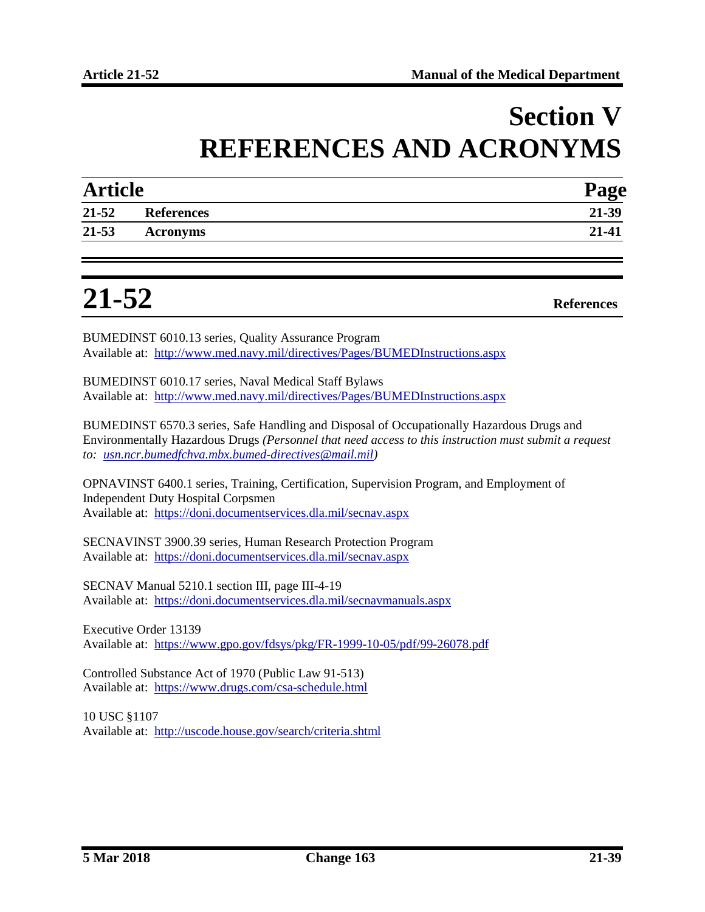# Section V
# REFERENCES AND ACRONYMS

| Article | | Page |
|---|---|---|
| 21-52 | References | 21-39 |
| 21-53 | Acronyms | 21-41 |

## 21-52 References

BUMEDINST 6010.13 series, Quality Assurance Program
Available at: http://www.med.navy.mil/directives/Pages/BUMEDInstructions.aspx

BUMEDINST 6010.17 series, Naval Medical Staff Bylaws
Available at: http://www.med.navy.mil/directives/Pages/BUMEDInstructions.aspx

BUMEDINST 6570.3 series, Safe Handling and Disposal of Occupationally Hazardous Drugs and Environmentally Hazardous Drugs *(Personnel that need access to this instruction must submit a request to: usn.ncr.bumedfchva.mbx.bumed-directives@mail.mil)*

OPNAVINST 6400.1 series, Training, Certification, Supervision Program, and Employment of Independent Duty Hospital Corpsmen
Available at: https://doni.documentservices.dla.mil/secnav.aspx

SECNAVINST 3900.39 series, Human Research Protection Program
Available at: https://doni.documentservices.dla.mil/secnav.aspx

SECNAV Manual 5210.1 section III, page III-4-19
Available at: https://doni.documentservices.dla.mil/secnavmanuals.aspx

Executive Order 13139
Available at: https://www.gpo.gov/fdsys/pkg/FR-1999-10-05/pdf/99-26078.pdf

Controlled Substance Act of 1970 (Public Law 91-513)
Available at: https://www.drugs.com/csa-schedule.html

10 USC §1107
Available at: http://uscode.house.gov/search/criteria.shtml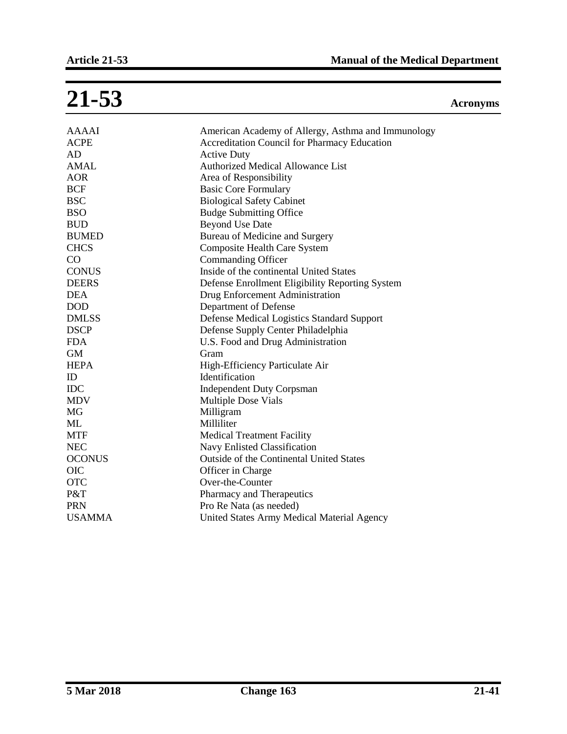# 21-53 Acronyms

| | |
|---|---|
| AAAAI | American Academy of Allergy, Asthma and Immunology |
| ACPE | Accreditation Council for Pharmacy Education |
| AD | Active Duty |
| AMAL | Authorized Medical Allowance List |
| AOR | Area of Responsibility |
| BCF | Basic Core Formulary |
| BSC | Biological Safety Cabinet |
| BSO | Budge Submitting Office |
| BUD | Beyond Use Date |
| BUMED | Bureau of Medicine and Surgery |
| CHCS | Composite Health Care System |
| CO | Commanding Officer |
| CONUS | Inside of the continental United States |
| DEERS | Defense Enrollment Eligibility Reporting System |
| DEA | Drug Enforcement Administration |
| DOD | Department of Defense |
| DMLSS | Defense Medical Logistics Standard Support |
| DSCP | Defense Supply Center Philadelphia |
| FDA | U.S. Food and Drug Administration |
| GM | Gram |
| HEPA | High-Efficiency Particulate Air |
| ID | Identification |
| IDC | Independent Duty Corpsman |
| MDV | Multiple Dose Vials |
| MG | Milligram |
| ML | Milliliter |
| MTF | Medical Treatment Facility |
| NEC | Navy Enlisted Classification |
| OCONUS | Outside of the Continental United States |
| OIC | Officer in Charge |
| OTC | Over-the-Counter |
| P&T | Pharmacy and Therapeutics |
| PRN | Pro Re Nata (as needed) |
| USAMMA | United States Army Medical Material Agency |